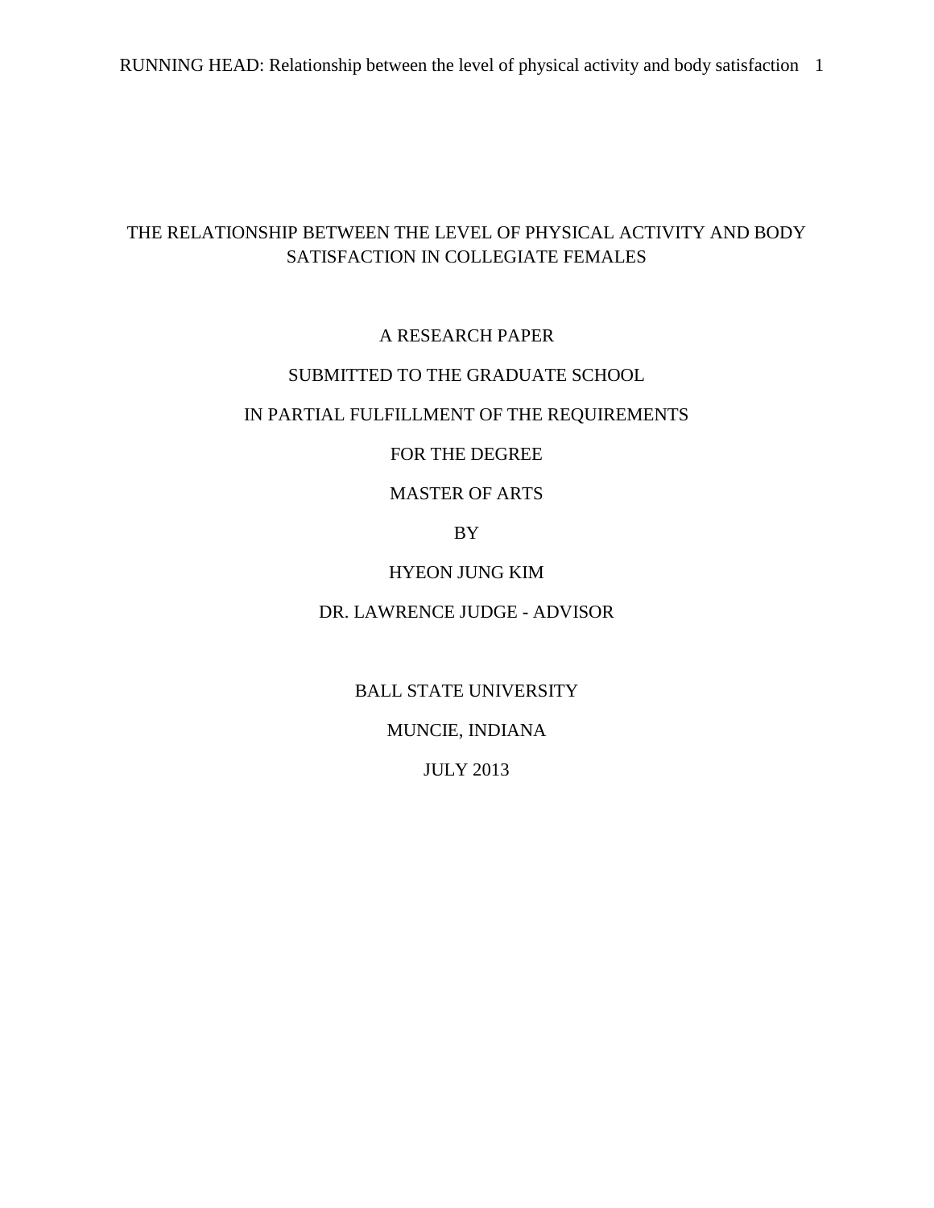# THE RELATIONSHIP BETWEEN THE LEVEL OF PHYSICAL ACTIVITY AND BODY SATISFACTION IN COLLEGIATE FEMALES

A RESEARCH PAPER

SUBMITTED TO THE GRADUATE SCHOOL

IN PARTIAL FULFILLMENT OF THE REQUIREMENTS

FOR THE DEGREE

MASTER OF ARTS

BY

HYEON JUNG KIM

DR. LAWRENCE JUDGE - ADVISOR

BALL STATE UNIVERSITY

MUNCIE, INDIANA

JULY 2013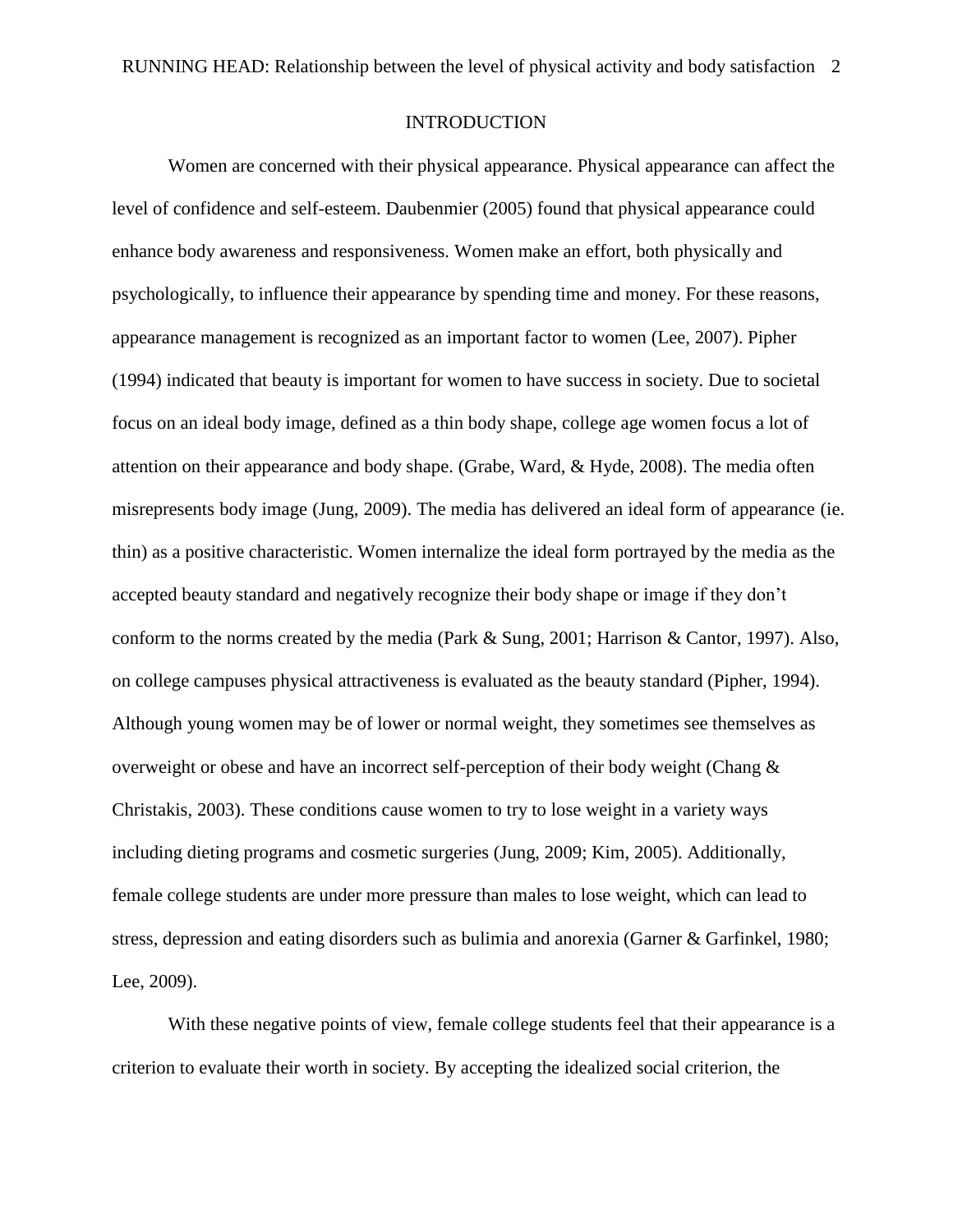# INTRODUCTION

Women are concerned with their physical appearance. Physical appearance can affect the level of confidence and self-esteem. Daubenmier (2005) found that physical appearance could enhance body awareness and responsiveness. Women make an effort, both physically and psychologically, to influence their appearance by spending time and money. For these reasons, appearance management is recognized as an important factor to women (Lee, 2007). Pipher (1994) indicated that beauty is important for women to have success in society. Due to societal focus on an ideal body image, defined as a thin body shape, college age women focus a lot of attention on their appearance and body shape. (Grabe, Ward, & Hyde, 2008). The media often misrepresents body image (Jung, 2009). The media has delivered an ideal form of appearance (ie. thin) as a positive characteristic. Women internalize the ideal form portrayed by the media as the accepted beauty standard and negatively recognize their body shape or image if they don't conform to the norms created by the media (Park & Sung, 2001; Harrison & Cantor, 1997). Also, on college campuses physical attractiveness is evaluated as the beauty standard (Pipher, 1994). Although young women may be of lower or normal weight, they sometimes see themselves as overweight or obese and have an incorrect self-perception of their body weight (Chang & Christakis, 2003). These conditions cause women to try to lose weight in a variety ways including dieting programs and cosmetic surgeries (Jung, 2009; Kim, 2005). Additionally, female college students are under more pressure than males to lose weight, which can lead to stress, depression and eating disorders such as bulimia and anorexia (Garner & Garfinkel, 1980; Lee, 2009).

With these negative points of view, female college students feel that their appearance is a criterion to evaluate their worth in society. By accepting the idealized social criterion, the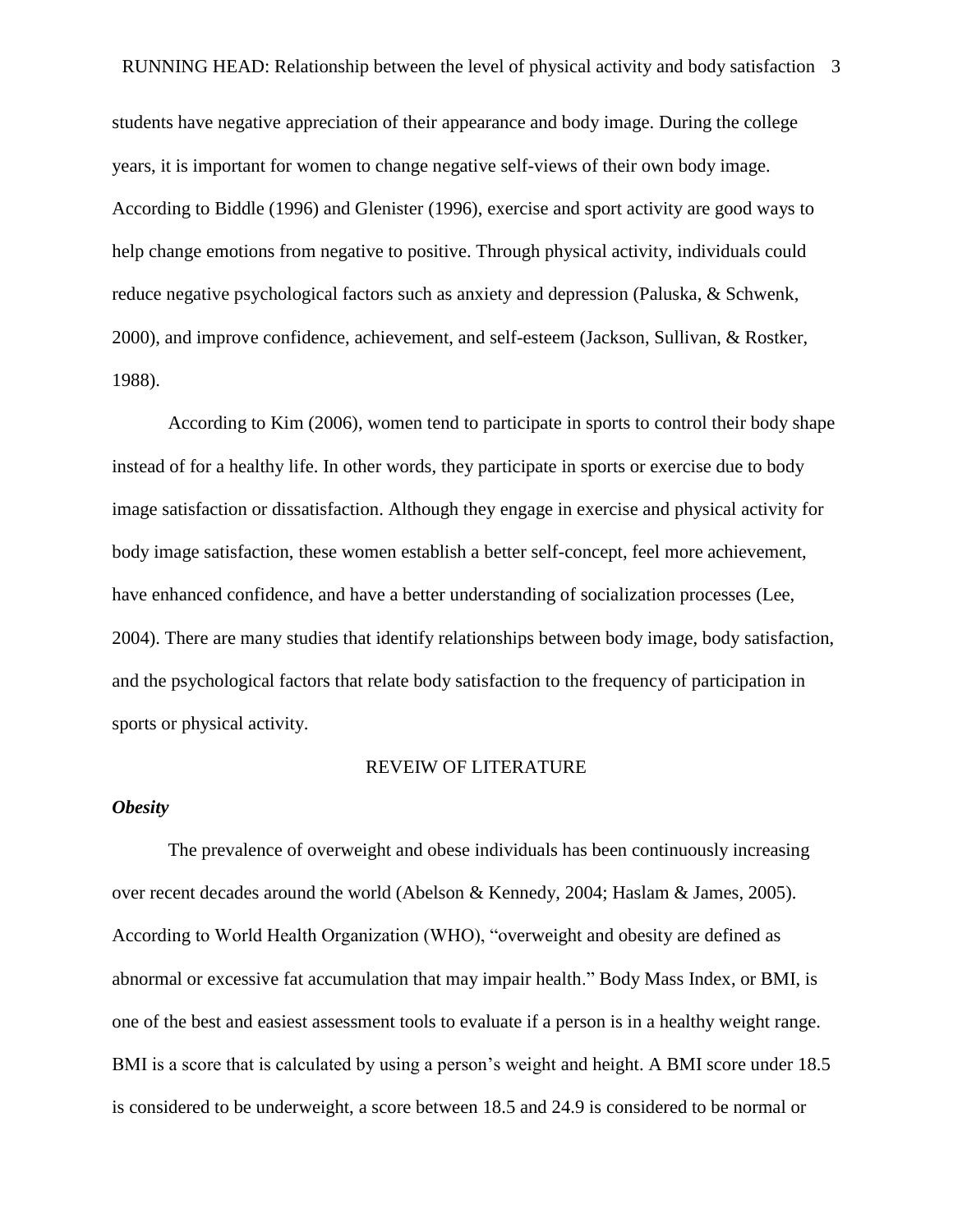students have negative appreciation of their appearance and body image. During the college years, it is important for women to change negative self-views of their own body image. According to Biddle (1996) and Glenister (1996), exercise and sport activity are good ways to help change emotions from negative to positive. Through physical activity, individuals could reduce negative psychological factors such as anxiety and depression (Paluska, & Schwenk, 2000), and improve confidence, achievement, and self-esteem (Jackson, Sullivan, & Rostker, 1988).

According to Kim (2006), women tend to participate in sports to control their body shape instead of for a healthy life. In other words, they participate in sports or exercise due to body image satisfaction or dissatisfaction. Although they engage in exercise and physical activity for body image satisfaction, these women establish a better self-concept, feel more achievement, have enhanced confidence, and have a better understanding of socialization processes (Lee, 2004). There are many studies that identify relationships between body image, body satisfaction, and the psychological factors that relate body satisfaction to the frequency of participation in sports or physical activity.

## REVEIW OF LITERATURE

### *Obesity*

The prevalence of overweight and obese individuals has been continuously increasing over recent decades around the world (Abelson & Kennedy, 2004; Haslam & James, 2005). According to World Health Organization (WHO), "overweight and obesity are defined as abnormal or excessive fat accumulation that may impair health." Body Mass Index, or BMI, is one of the best and easiest assessment tools to evaluate if a person is in a healthy weight range. BMI is a score that is calculated by using a person's weight and height. A BMI score under 18.5 is considered to be underweight, a score between 18.5 and 24.9 is considered to be normal or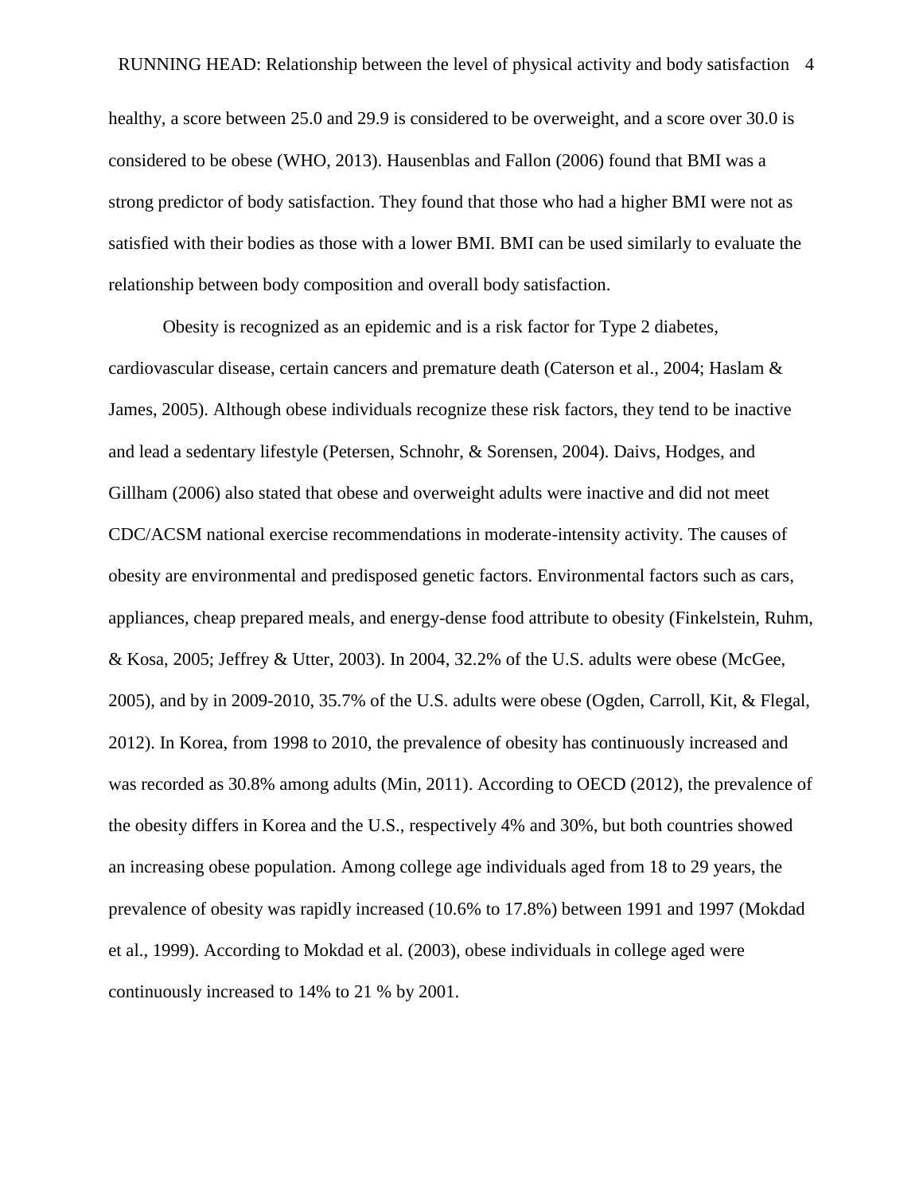healthy, a score between 25.0 and 29.9 is considered to be overweight, and a score over 30.0 is considered to be obese (WHO, 2013). Hausenblas and Fallon (2006) found that BMI was a strong predictor of body satisfaction. They found that those who had a higher BMI were not as satisfied with their bodies as those with a lower BMI. BMI can be used similarly to evaluate the relationship between body composition and overall body satisfaction.

Obesity is recognized as an epidemic and is a risk factor for Type 2 diabetes, cardiovascular disease, certain cancers and premature death (Caterson et al., 2004; Haslam & James, 2005). Although obese individuals recognize these risk factors, they tend to be inactive and lead a sedentary lifestyle (Petersen, Schnohr, & Sorensen, 2004). Daivs, Hodges, and Gillham (2006) also stated that obese and overweight adults were inactive and did not meet CDC/ACSM national exercise recommendations in moderate-intensity activity. The causes of obesity are environmental and predisposed genetic factors. Environmental factors such as cars, appliances, cheap prepared meals, and energy-dense food attribute to obesity (Finkelstein, Ruhm, & Kosa, 2005; Jeffrey & Utter, 2003). In 2004, 32.2% of the U.S. adults were obese (McGee, 2005), and by in 2009-2010, 35.7% of the U.S. adults were obese (Ogden, Carroll, Kit, & Flegal, 2012). In Korea, from 1998 to 2010, the prevalence of obesity has continuously increased and was recorded as 30.8% among adults (Min, 2011). According to OECD (2012), the prevalence of the obesity differs in Korea and the U.S., respectively 4% and 30%, but both countries showed an increasing obese population. Among college age individuals aged from 18 to 29 years, the prevalence of obesity was rapidly increased (10.6% to 17.8%) between 1991 and 1997 (Mokdad et al., 1999). According to Mokdad et al. (2003), obese individuals in college aged were continuously increased to 14% to 21 % by 2001.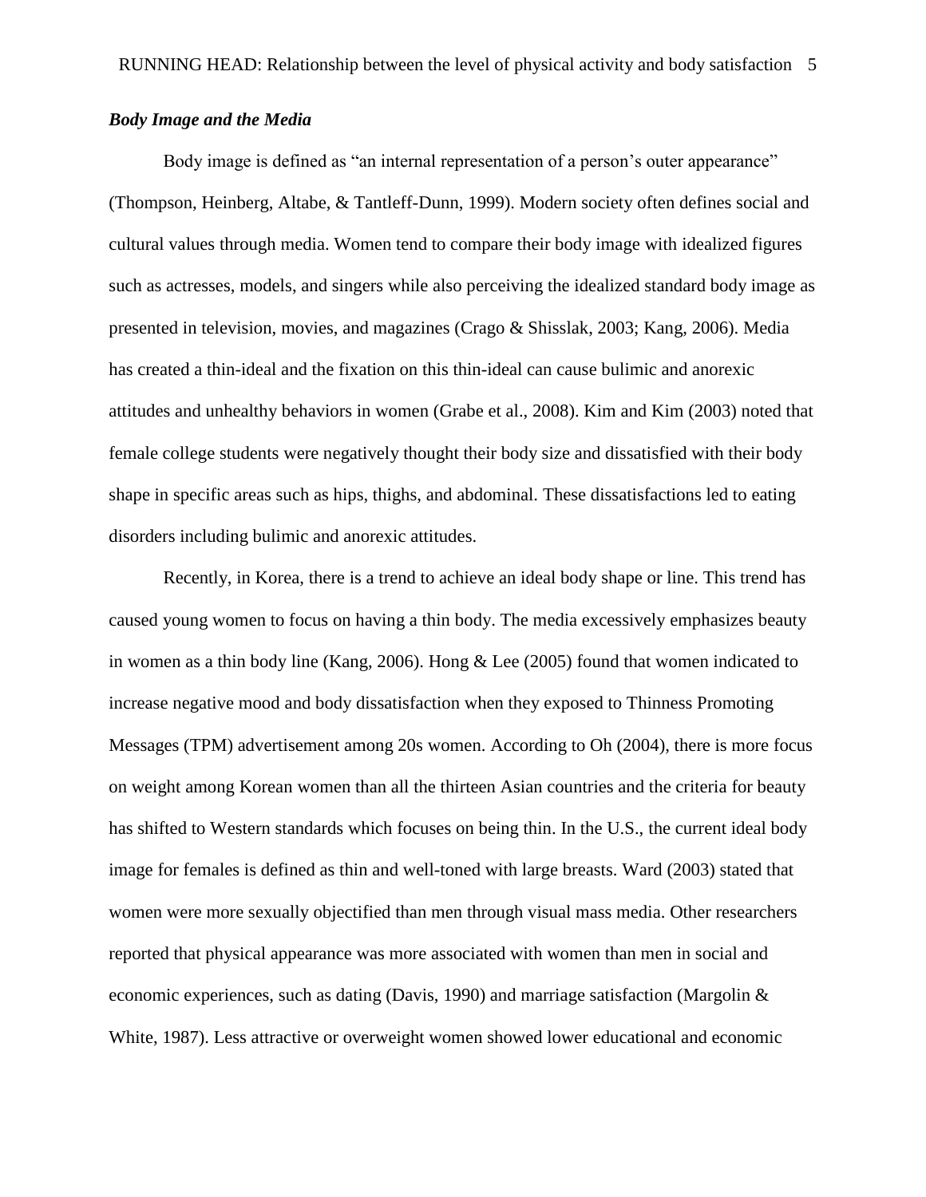### *Body Image and the Media*

Body image is defined as "an internal representation of a person's outer appearance" (Thompson, Heinberg, Altabe, & Tantleff-Dunn, 1999). Modern society often defines social and cultural values through media. Women tend to compare their body image with idealized figures such as actresses, models, and singers while also perceiving the idealized standard body image as presented in television, movies, and magazines (Crago & Shisslak, 2003; Kang, 2006). Media has created a thin-ideal and the fixation on this thin-ideal can cause bulimic and anorexic attitudes and unhealthy behaviors in women (Grabe et al., 2008). Kim and Kim (2003) noted that female college students were negatively thought their body size and dissatisfied with their body shape in specific areas such as hips, thighs, and abdominal. These dissatisfactions led to eating disorders including bulimic and anorexic attitudes.

Recently, in Korea, there is a trend to achieve an ideal body shape or line. This trend has caused young women to focus on having a thin body. The media excessively emphasizes beauty in women as a thin body line (Kang, 2006). Hong & Lee (2005) found that women indicated to increase negative mood and body dissatisfaction when they exposed to Thinness Promoting Messages (TPM) advertisement among 20s women. According to Oh (2004), there is more focus on weight among Korean women than all the thirteen Asian countries and the criteria for beauty has shifted to Western standards which focuses on being thin. In the U.S., the current ideal body image for females is defined as thin and well-toned with large breasts. Ward (2003) stated that women were more sexually objectified than men through visual mass media. Other researchers reported that physical appearance was more associated with women than men in social and economic experiences, such as dating (Davis, 1990) and marriage satisfaction (Margolin & White, 1987). Less attractive or overweight women showed lower educational and economic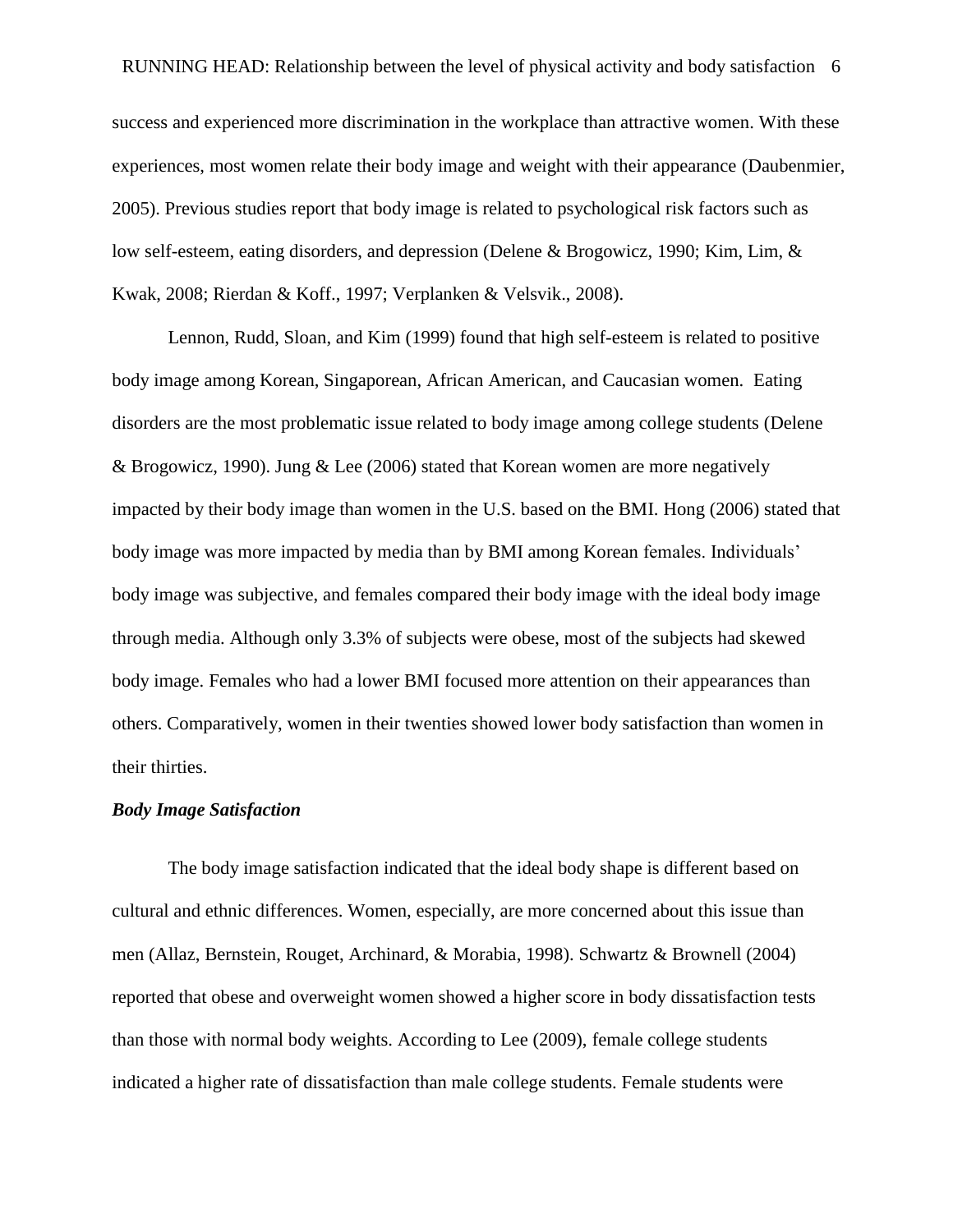success and experienced more discrimination in the workplace than attractive women. With these experiences, most women relate their body image and weight with their appearance (Daubenmier, 2005). Previous studies report that body image is related to psychological risk factors such as low self-esteem, eating disorders, and depression (Delene & Brogowicz, 1990; Kim, Lim, & Kwak, 2008; Rierdan & Koff., 1997; Verplanken & Velsvik., 2008).

Lennon, Rudd, Sloan, and Kim (1999) found that high self-esteem is related to positive body image among Korean, Singaporean, African American, and Caucasian women. Eating disorders are the most problematic issue related to body image among college students (Delene & Brogowicz, 1990). Jung & Lee (2006) stated that Korean women are more negatively impacted by their body image than women in the U.S. based on the BMI. Hong (2006) stated that body image was more impacted by media than by BMI among Korean females. Individuals' body image was subjective, and females compared their body image with the ideal body image through media. Although only 3.3% of subjects were obese, most of the subjects had skewed body image. Females who had a lower BMI focused more attention on their appearances than others. Comparatively, women in their twenties showed lower body satisfaction than women in their thirties.

***Body Image Satisfaction***

The body image satisfaction indicated that the ideal body shape is different based on cultural and ethnic differences. Women, especially, are more concerned about this issue than men (Allaz, Bernstein, Rouget, Archinard, & Morabia, 1998). Schwartz & Brownell (2004) reported that obese and overweight women showed a higher score in body dissatisfaction tests than those with normal body weights. According to Lee (2009), female college students indicated a higher rate of dissatisfaction than male college students. Female students were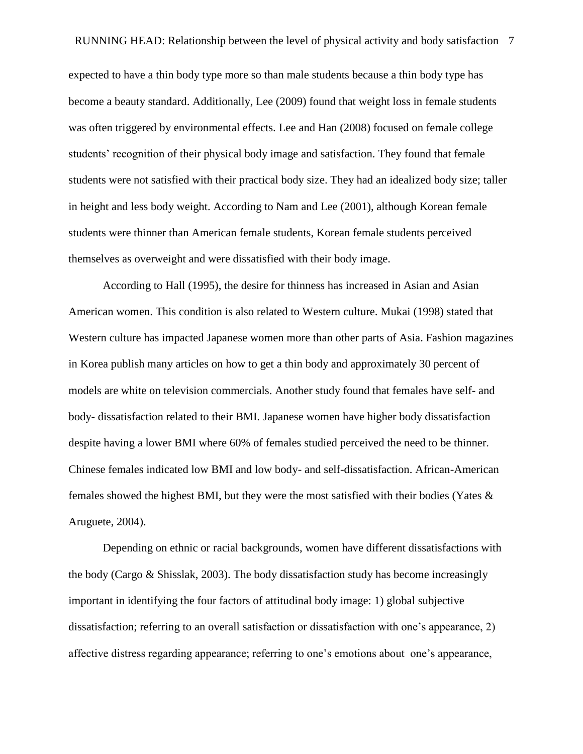expected to have a thin body type more so than male students because a thin body type has become a beauty standard. Additionally, Lee (2009) found that weight loss in female students was often triggered by environmental effects. Lee and Han (2008) focused on female college students' recognition of their physical body image and satisfaction. They found that female students were not satisfied with their practical body size. They had an idealized body size; taller in height and less body weight. According to Nam and Lee (2001), although Korean female students were thinner than American female students, Korean female students perceived themselves as overweight and were dissatisfied with their body image.

According to Hall (1995), the desire for thinness has increased in Asian and Asian American women. This condition is also related to Western culture. Mukai (1998) stated that Western culture has impacted Japanese women more than other parts of Asia. Fashion magazines in Korea publish many articles on how to get a thin body and approximately 30 percent of models are white on television commercials. Another study found that females have self- and body- dissatisfaction related to their BMI. Japanese women have higher body dissatisfaction despite having a lower BMI where 60% of females studied perceived the need to be thinner. Chinese females indicated low BMI and low body- and self-dissatisfaction. African-American females showed the highest BMI, but they were the most satisfied with their bodies (Yates & Aruguete, 2004).

Depending on ethnic or racial backgrounds, women have different dissatisfactions with the body (Cargo & Shisslak, 2003). The body dissatisfaction study has become increasingly important in identifying the four factors of attitudinal body image: 1) global subjective dissatisfaction; referring to an overall satisfaction or dissatisfaction with one's appearance, 2) affective distress regarding appearance; referring to one's emotions about one's appearance,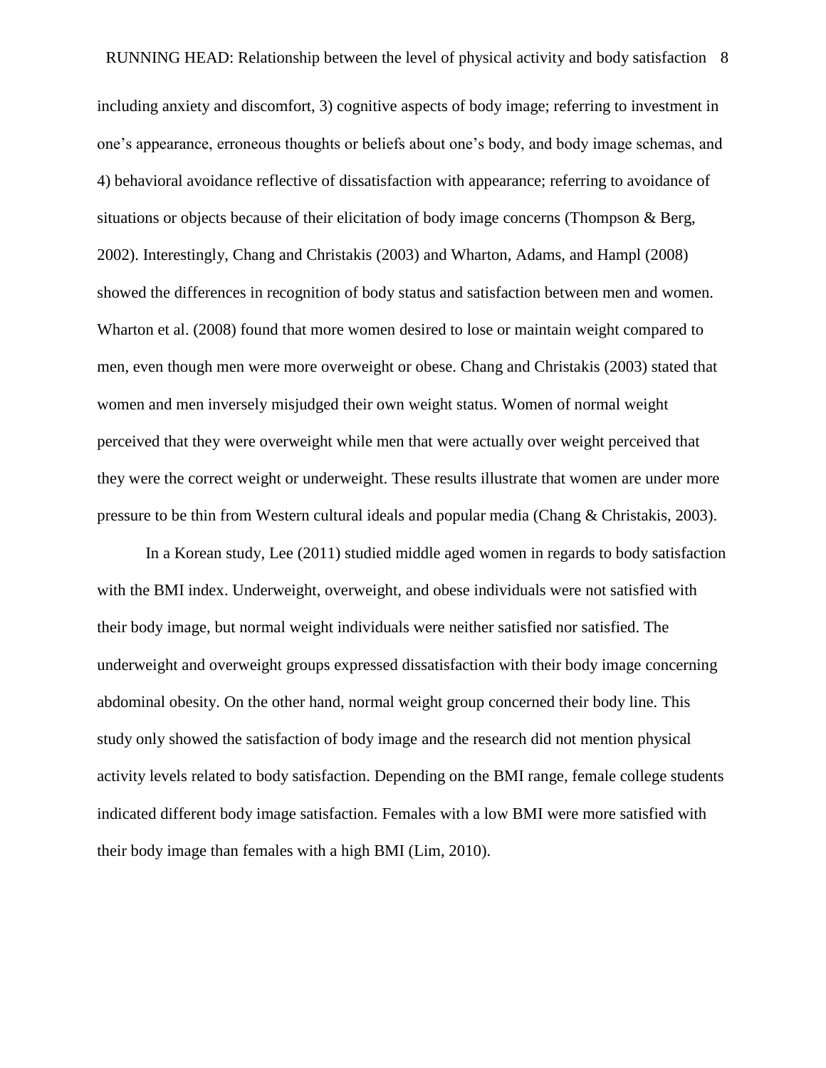including anxiety and discomfort, 3) cognitive aspects of body image; referring to investment in one's appearance, erroneous thoughts or beliefs about one's body, and body image schemas, and 4) behavioral avoidance reflective of dissatisfaction with appearance; referring to avoidance of situations or objects because of their elicitation of body image concerns (Thompson & Berg, 2002). Interestingly, Chang and Christakis (2003) and Wharton, Adams, and Hampl (2008) showed the differences in recognition of body status and satisfaction between men and women. Wharton et al. (2008) found that more women desired to lose or maintain weight compared to men, even though men were more overweight or obese. Chang and Christakis (2003) stated that women and men inversely misjudged their own weight status. Women of normal weight perceived that they were overweight while men that were actually over weight perceived that they were the correct weight or underweight. These results illustrate that women are under more pressure to be thin from Western cultural ideals and popular media (Chang & Christakis, 2003).

In a Korean study, Lee (2011) studied middle aged women in regards to body satisfaction with the BMI index. Underweight, overweight, and obese individuals were not satisfied with their body image, but normal weight individuals were neither satisfied nor satisfied. The underweight and overweight groups expressed dissatisfaction with their body image concerning abdominal obesity. On the other hand, normal weight group concerned their body line. This study only showed the satisfaction of body image and the research did not mention physical activity levels related to body satisfaction. Depending on the BMI range, female college students indicated different body image satisfaction. Females with a low BMI were more satisfied with their body image than females with a high BMI (Lim, 2010).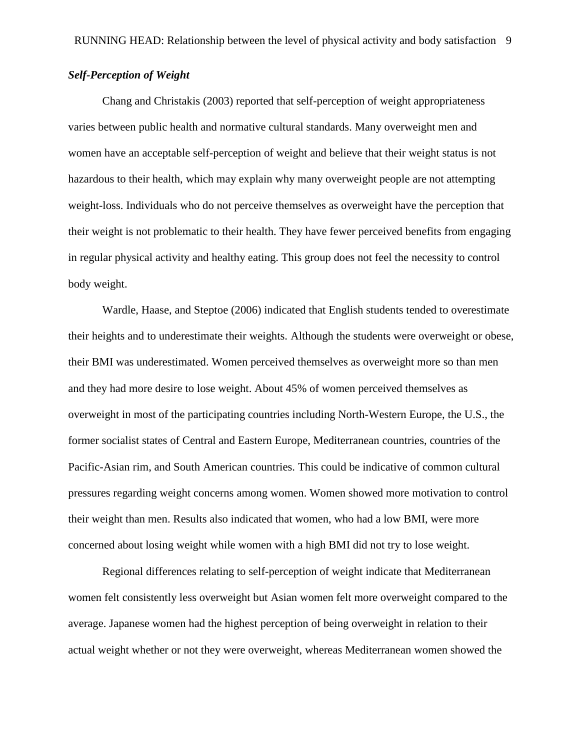***Self-Perception of Weight***

Chang and Christakis (2003) reported that self-perception of weight appropriateness varies between public health and normative cultural standards. Many overweight men and women have an acceptable self-perception of weight and believe that their weight status is not hazardous to their health, which may explain why many overweight people are not attempting weight-loss. Individuals who do not perceive themselves as overweight have the perception that their weight is not problematic to their health. They have fewer perceived benefits from engaging in regular physical activity and healthy eating. This group does not feel the necessity to control body weight.

Wardle, Haase, and Steptoe (2006) indicated that English students tended to overestimate their heights and to underestimate their weights. Although the students were overweight or obese, their BMI was underestimated. Women perceived themselves as overweight more so than men and they had more desire to lose weight. About 45% of women perceived themselves as overweight in most of the participating countries including North-Western Europe, the U.S., the former socialist states of Central and Eastern Europe, Mediterranean countries, countries of the Pacific-Asian rim, and South American countries. This could be indicative of common cultural pressures regarding weight concerns among women. Women showed more motivation to control their weight than men. Results also indicated that women, who had a low BMI, were more concerned about losing weight while women with a high BMI did not try to lose weight.

Regional differences relating to self-perception of weight indicate that Mediterranean women felt consistently less overweight but Asian women felt more overweight compared to the average. Japanese women had the highest perception of being overweight in relation to their actual weight whether or not they were overweight, whereas Mediterranean women showed the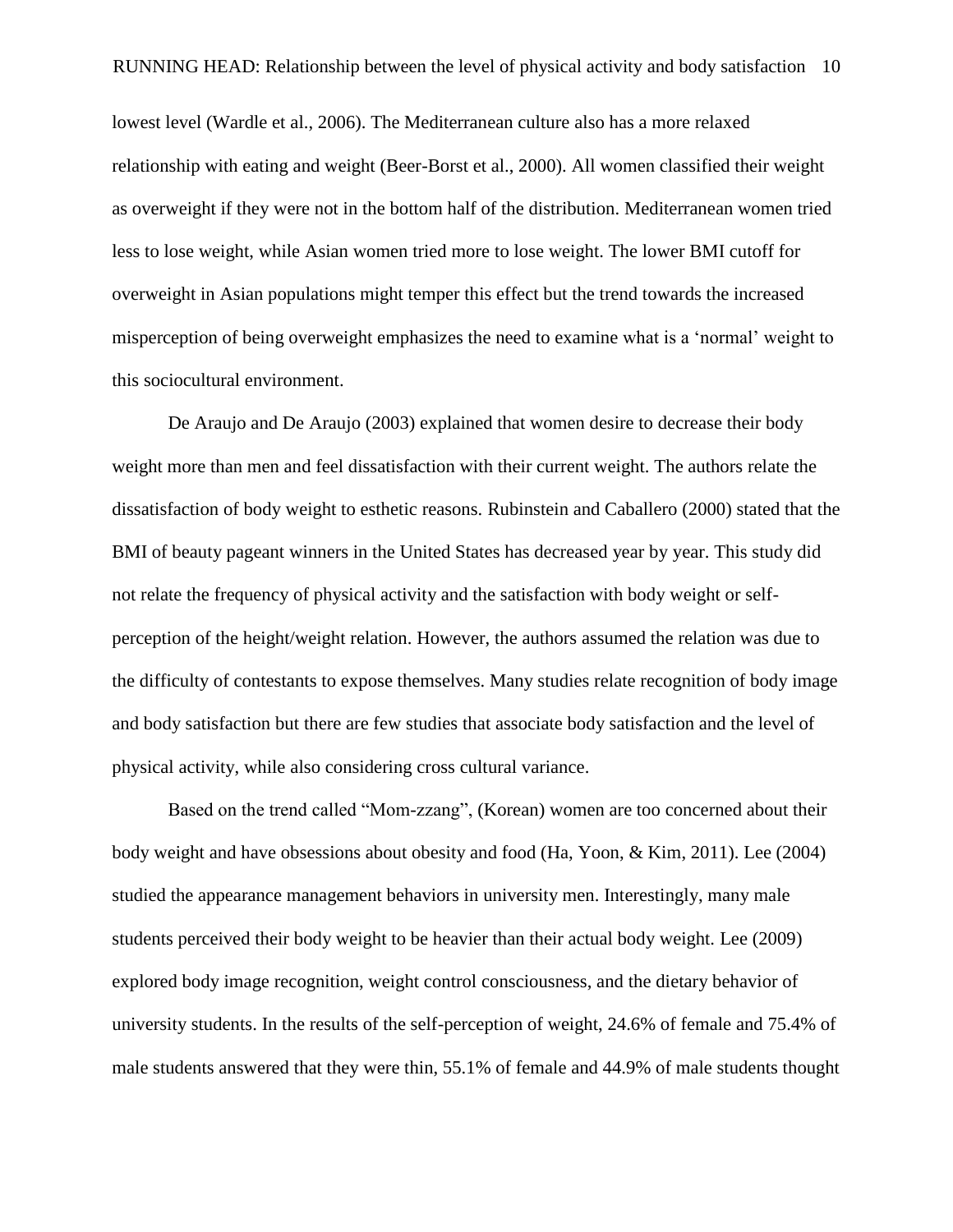lowest level (Wardle et al., 2006). The Mediterranean culture also has a more relaxed relationship with eating and weight (Beer-Borst et al., 2000). All women classified their weight as overweight if they were not in the bottom half of the distribution. Mediterranean women tried less to lose weight, while Asian women tried more to lose weight. The lower BMI cutoff for overweight in Asian populations might temper this effect but the trend towards the increased misperception of being overweight emphasizes the need to examine what is a 'normal' weight to this sociocultural environment.

De Araujo and De Araujo (2003) explained that women desire to decrease their body weight more than men and feel dissatisfaction with their current weight. The authors relate the dissatisfaction of body weight to esthetic reasons. Rubinstein and Caballero (2000) stated that the BMI of beauty pageant winners in the United States has decreased year by year. This study did not relate the frequency of physical activity and the satisfaction with body weight or self-perception of the height/weight relation. However, the authors assumed the relation was due to the difficulty of contestants to expose themselves. Many studies relate recognition of body image and body satisfaction but there are few studies that associate body satisfaction and the level of physical activity, while also considering cross cultural variance.

Based on the trend called "Mom-zzang", (Korean) women are too concerned about their body weight and have obsessions about obesity and food (Ha, Yoon, & Kim, 2011). Lee (2004) studied the appearance management behaviors in university men. Interestingly, many male students perceived their body weight to be heavier than their actual body weight. Lee (2009) explored body image recognition, weight control consciousness, and the dietary behavior of university students. In the results of the self-perception of weight, 24.6% of female and 75.4% of male students answered that they were thin, 55.1% of female and 44.9% of male students thought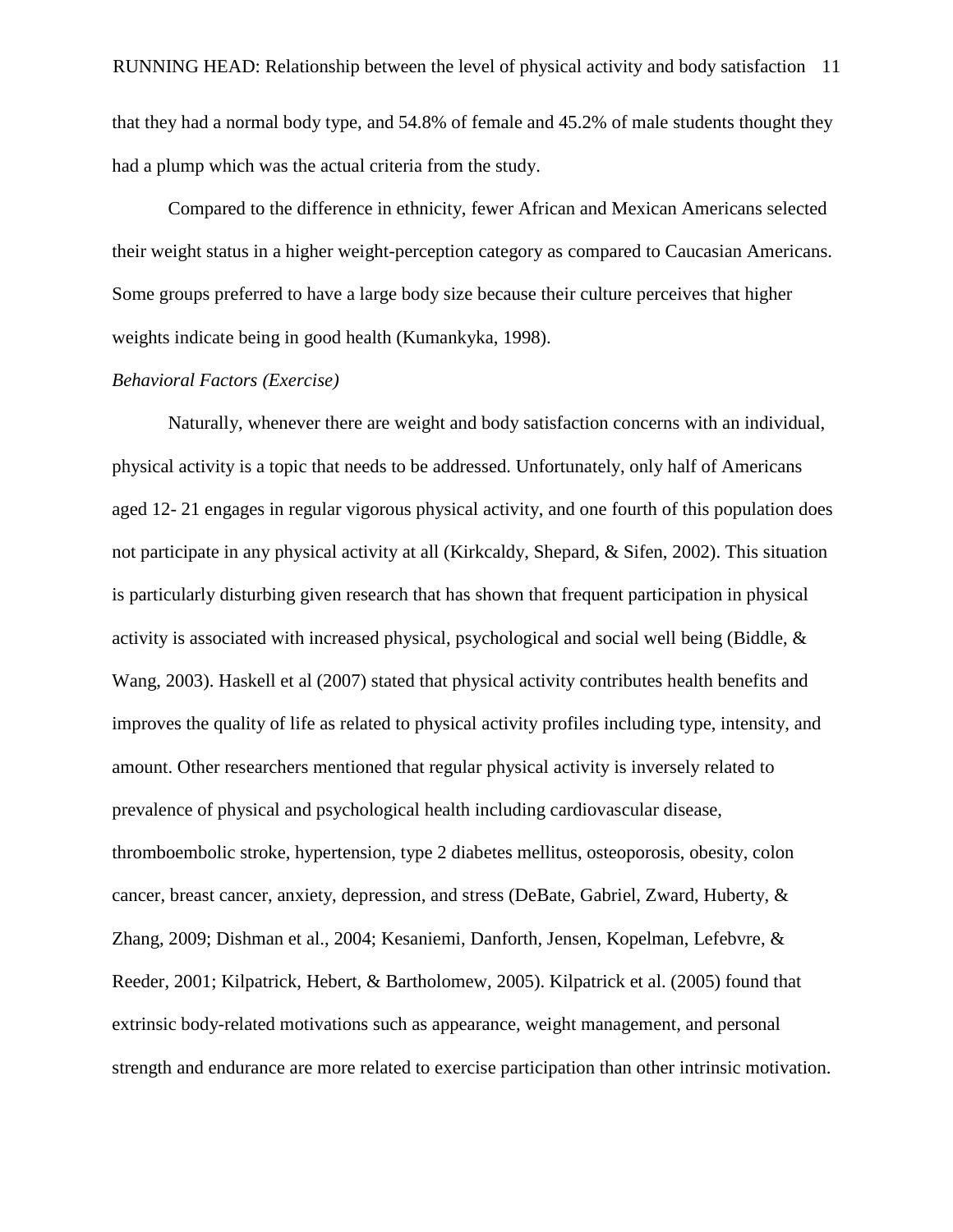that they had a normal body type, and 54.8% of female and 45.2% of male students thought they had a plump which was the actual criteria from the study.

Compared to the difference in ethnicity, fewer African and Mexican Americans selected their weight status in a higher weight-perception category as compared to Caucasian Americans. Some groups preferred to have a large body size because their culture perceives that higher weights indicate being in good health (Kumankyka, 1998).

*Behavioral Factors (Exercise)*

Naturally, whenever there are weight and body satisfaction concerns with an individual, physical activity is a topic that needs to be addressed. Unfortunately, only half of Americans aged 12- 21 engages in regular vigorous physical activity, and one fourth of this population does not participate in any physical activity at all (Kirkcaldy, Shepard, & Sifen, 2002). This situation is particularly disturbing given research that has shown that frequent participation in physical activity is associated with increased physical, psychological and social well being (Biddle, & Wang, 2003). Haskell et al (2007) stated that physical activity contributes health benefits and improves the quality of life as related to physical activity profiles including type, intensity, and amount. Other researchers mentioned that regular physical activity is inversely related to prevalence of physical and psychological health including cardiovascular disease, thromboembolic stroke, hypertension, type 2 diabetes mellitus, osteoporosis, obesity, colon cancer, breast cancer, anxiety, depression, and stress (DeBate, Gabriel, Zward, Huberty, & Zhang, 2009; Dishman et al., 2004; Kesaniemi, Danforth, Jensen, Kopelman, Lefebvre, & Reeder, 2001; Kilpatrick, Hebert, & Bartholomew, 2005). Kilpatrick et al. (2005) found that extrinsic body-related motivations such as appearance, weight management, and personal strength and endurance are more related to exercise participation than other intrinsic motivation.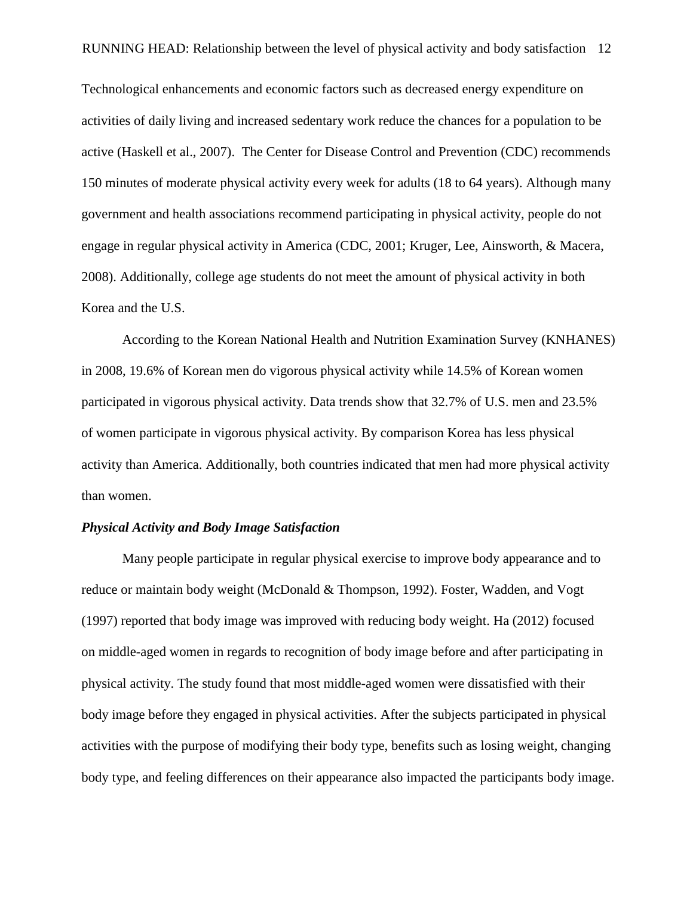Technological enhancements and economic factors such as decreased energy expenditure on activities of daily living and increased sedentary work reduce the chances for a population to be active (Haskell et al., 2007). The Center for Disease Control and Prevention (CDC) recommends 150 minutes of moderate physical activity every week for adults (18 to 64 years). Although many government and health associations recommend participating in physical activity, people do not engage in regular physical activity in America (CDC, 2001; Kruger, Lee, Ainsworth, & Macera, 2008). Additionally, college age students do not meet the amount of physical activity in both Korea and the U.S.

According to the Korean National Health and Nutrition Examination Survey (KNHANES) in 2008, 19.6% of Korean men do vigorous physical activity while 14.5% of Korean women participated in vigorous physical activity. Data trends show that 32.7% of U.S. men and 23.5% of women participate in vigorous physical activity. By comparison Korea has less physical activity than America. Additionally, both countries indicated that men had more physical activity than women.

### *Physical Activity and Body Image Satisfaction*

Many people participate in regular physical exercise to improve body appearance and to reduce or maintain body weight (McDonald & Thompson, 1992). Foster, Wadden, and Vogt (1997) reported that body image was improved with reducing body weight. Ha (2012) focused on middle-aged women in regards to recognition of body image before and after participating in physical activity. The study found that most middle-aged women were dissatisfied with their body image before they engaged in physical activities. After the subjects participated in physical activities with the purpose of modifying their body type, benefits such as losing weight, changing body type, and feeling differences on their appearance also impacted the participants body image.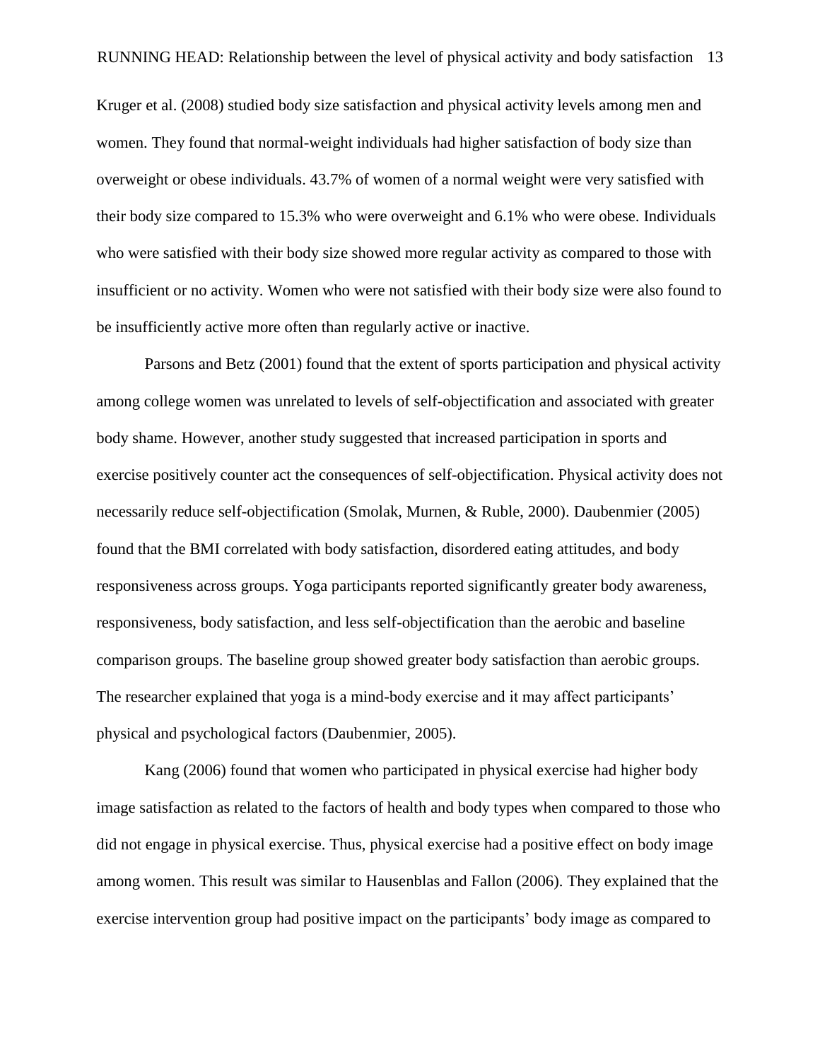Kruger et al. (2008) studied body size satisfaction and physical activity levels among men and women. They found that normal-weight individuals had higher satisfaction of body size than overweight or obese individuals. 43.7% of women of a normal weight were very satisfied with their body size compared to 15.3% who were overweight and 6.1% who were obese. Individuals who were satisfied with their body size showed more regular activity as compared to those with insufficient or no activity. Women who were not satisfied with their body size were also found to be insufficiently active more often than regularly active or inactive.

Parsons and Betz (2001) found that the extent of sports participation and physical activity among college women was unrelated to levels of self-objectification and associated with greater body shame. However, another study suggested that increased participation in sports and exercise positively counter act the consequences of self-objectification. Physical activity does not necessarily reduce self-objectification (Smolak, Murnen, & Ruble, 2000). Daubenmier (2005) found that the BMI correlated with body satisfaction, disordered eating attitudes, and body responsiveness across groups. Yoga participants reported significantly greater body awareness, responsiveness, body satisfaction, and less self-objectification than the aerobic and baseline comparison groups. The baseline group showed greater body satisfaction than aerobic groups. The researcher explained that yoga is a mind-body exercise and it may affect participants' physical and psychological factors (Daubenmier, 2005).

Kang (2006) found that women who participated in physical exercise had higher body image satisfaction as related to the factors of health and body types when compared to those who did not engage in physical exercise. Thus, physical exercise had a positive effect on body image among women. This result was similar to Hausenblas and Fallon (2006). They explained that the exercise intervention group had positive impact on the participants' body image as compared to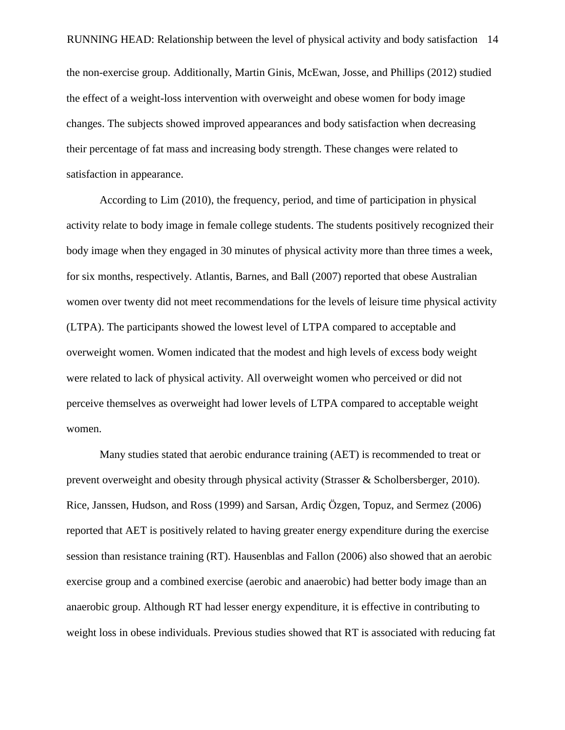the non-exercise group. Additionally, Martin Ginis, McEwan, Josse, and Phillips (2012) studied the effect of a weight-loss intervention with overweight and obese women for body image changes. The subjects showed improved appearances and body satisfaction when decreasing their percentage of fat mass and increasing body strength. These changes were related to satisfaction in appearance.

According to Lim (2010), the frequency, period, and time of participation in physical activity relate to body image in female college students. The students positively recognized their body image when they engaged in 30 minutes of physical activity more than three times a week, for six months, respectively. Atlantis, Barnes, and Ball (2007) reported that obese Australian women over twenty did not meet recommendations for the levels of leisure time physical activity (LTPA). The participants showed the lowest level of LTPA compared to acceptable and overweight women. Women indicated that the modest and high levels of excess body weight were related to lack of physical activity. All overweight women who perceived or did not perceive themselves as overweight had lower levels of LTPA compared to acceptable weight women.

Many studies stated that aerobic endurance training (AET) is recommended to treat or prevent overweight and obesity through physical activity (Strasser & Scholbersberger, 2010). Rice, Janssen, Hudson, and Ross (1999) and Sarsan, Ardiç Özgen, Topuz, and Sermez (2006) reported that AET is positively related to having greater energy expenditure during the exercise session than resistance training (RT). Hausenblas and Fallon (2006) also showed that an aerobic exercise group and a combined exercise (aerobic and anaerobic) had better body image than an anaerobic group. Although RT had lesser energy expenditure, it is effective in contributing to weight loss in obese individuals. Previous studies showed that RT is associated with reducing fat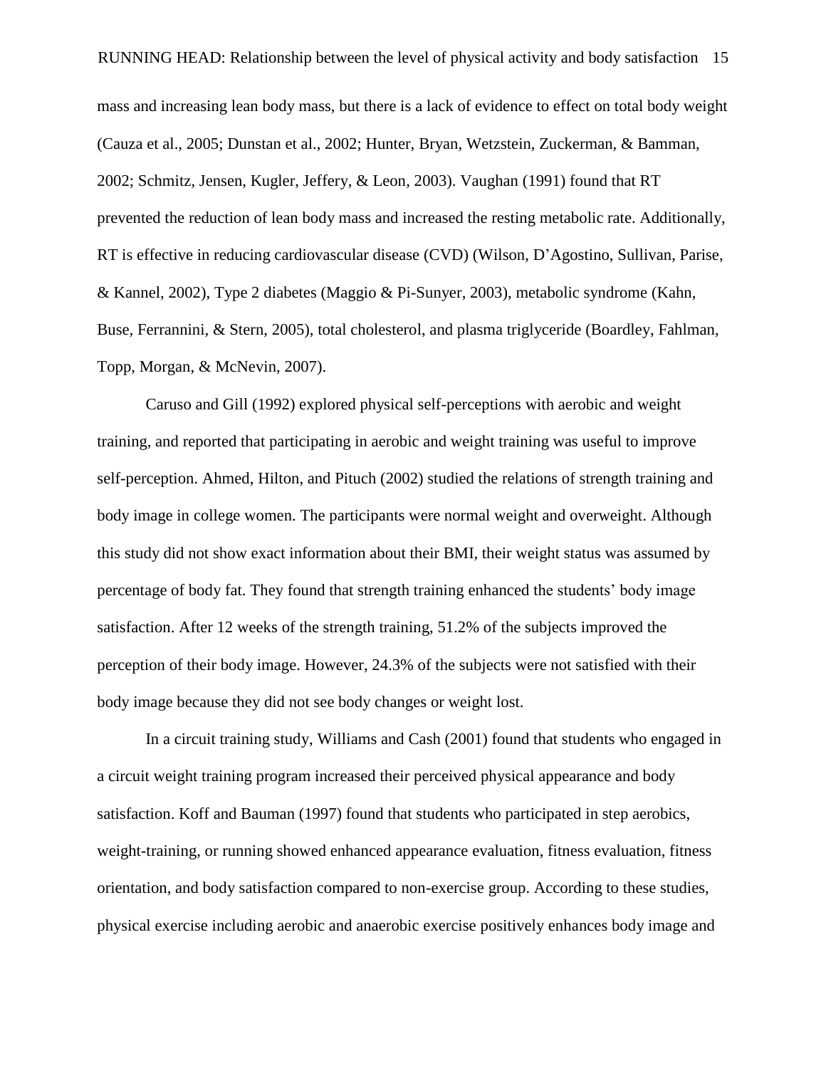mass and increasing lean body mass, but there is a lack of evidence to effect on total body weight (Cauza et al., 2005; Dunstan et al., 2002; Hunter, Bryan, Wetzstein, Zuckerman, & Bamman, 2002; Schmitz, Jensen, Kugler, Jeffery, & Leon, 2003). Vaughan (1991) found that RT prevented the reduction of lean body mass and increased the resting metabolic rate. Additionally, RT is effective in reducing cardiovascular disease (CVD) (Wilson, D'Agostino, Sullivan, Parise, & Kannel, 2002), Type 2 diabetes (Maggio & Pi-Sunyer, 2003), metabolic syndrome (Kahn, Buse, Ferrannini, & Stern, 2005), total cholesterol, and plasma triglyceride (Boardley, Fahlman, Topp, Morgan, & McNevin, 2007).

Caruso and Gill (1992) explored physical self-perceptions with aerobic and weight training, and reported that participating in aerobic and weight training was useful to improve self-perception. Ahmed, Hilton, and Pituch (2002) studied the relations of strength training and body image in college women. The participants were normal weight and overweight. Although this study did not show exact information about their BMI, their weight status was assumed by percentage of body fat. They found that strength training enhanced the students' body image satisfaction. After 12 weeks of the strength training, 51.2% of the subjects improved the perception of their body image. However, 24.3% of the subjects were not satisfied with their body image because they did not see body changes or weight lost.

In a circuit training study, Williams and Cash (2001) found that students who engaged in a circuit weight training program increased their perceived physical appearance and body satisfaction. Koff and Bauman (1997) found that students who participated in step aerobics, weight-training, or running showed enhanced appearance evaluation, fitness evaluation, fitness orientation, and body satisfaction compared to non-exercise group. According to these studies, physical exercise including aerobic and anaerobic exercise positively enhances body image and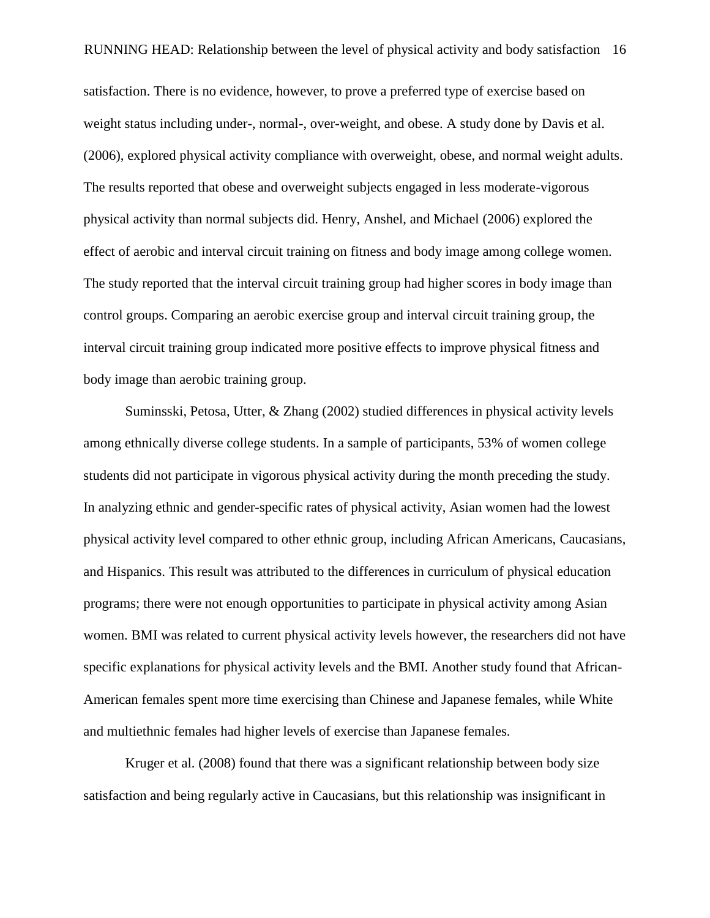satisfaction. There is no evidence, however, to prove a preferred type of exercise based on weight status including under-, normal-, over-weight, and obese. A study done by Davis et al. (2006), explored physical activity compliance with overweight, obese, and normal weight adults. The results reported that obese and overweight subjects engaged in less moderate-vigorous physical activity than normal subjects did. Henry, Anshel, and Michael (2006) explored the effect of aerobic and interval circuit training on fitness and body image among college women. The study reported that the interval circuit training group had higher scores in body image than control groups. Comparing an aerobic exercise group and interval circuit training group, the interval circuit training group indicated more positive effects to improve physical fitness and body image than aerobic training group.

Suminsski, Petosa, Utter, & Zhang (2002) studied differences in physical activity levels among ethnically diverse college students. In a sample of participants, 53% of women college students did not participate in vigorous physical activity during the month preceding the study. In analyzing ethnic and gender-specific rates of physical activity, Asian women had the lowest physical activity level compared to other ethnic group, including African Americans, Caucasians, and Hispanics. This result was attributed to the differences in curriculum of physical education programs; there were not enough opportunities to participate in physical activity among Asian women. BMI was related to current physical activity levels however, the researchers did not have specific explanations for physical activity levels and the BMI. Another study found that African-American females spent more time exercising than Chinese and Japanese females, while White and multiethnic females had higher levels of exercise than Japanese females.

Kruger et al. (2008) found that there was a significant relationship between body size satisfaction and being regularly active in Caucasians, but this relationship was insignificant in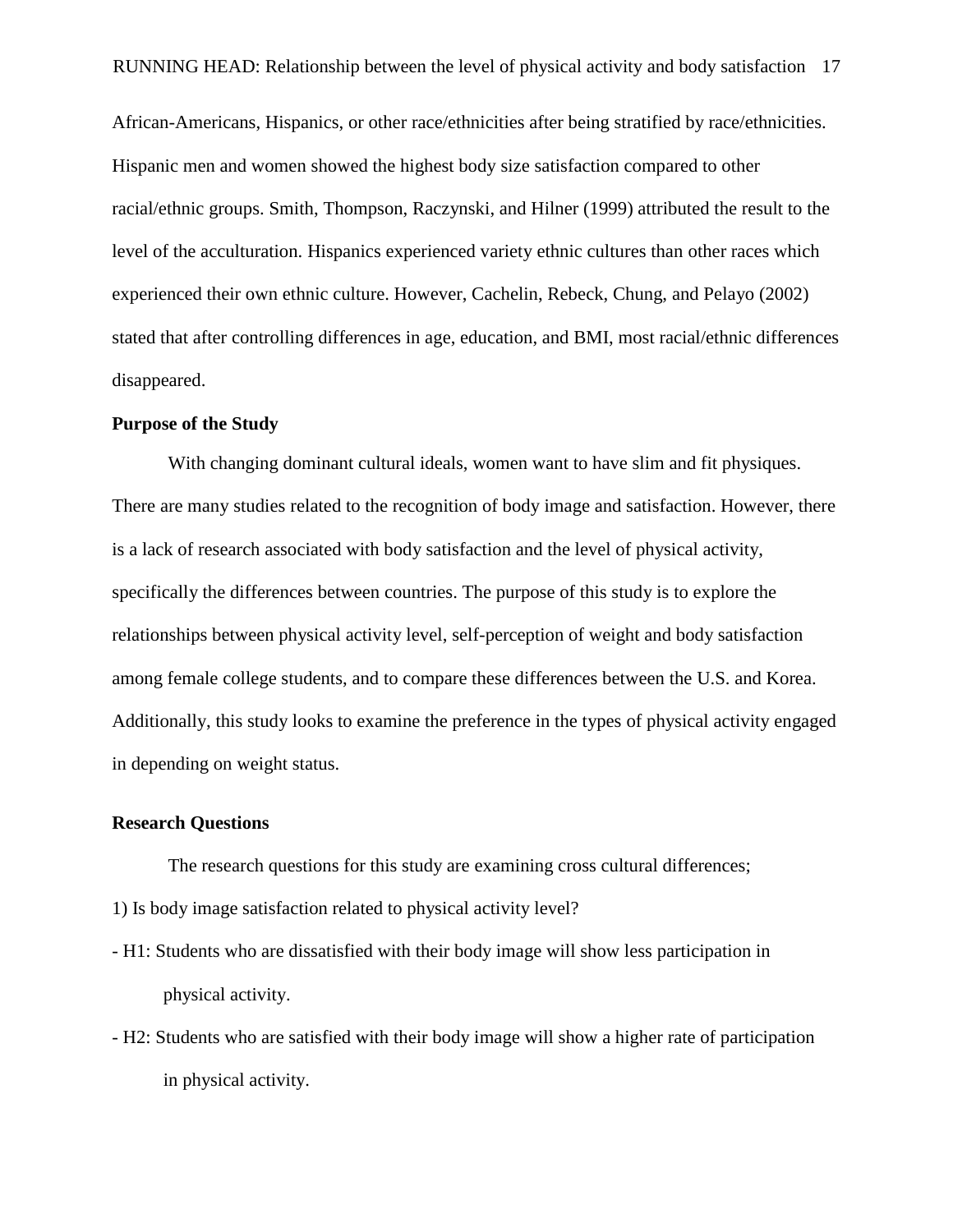African-Americans, Hispanics, or other race/ethnicities after being stratified by race/ethnicities. Hispanic men and women showed the highest body size satisfaction compared to other racial/ethnic groups. Smith, Thompson, Raczynski, and Hilner (1999) attributed the result to the level of the acculturation. Hispanics experienced variety ethnic cultures than other races which experienced their own ethnic culture. However, Cachelin, Rebeck, Chung, and Pelayo (2002) stated that after controlling differences in age, education, and BMI, most racial/ethnic differences disappeared.

**Purpose of the Study**

With changing dominant cultural ideals, women want to have slim and fit physiques. There are many studies related to the recognition of body image and satisfaction. However, there is a lack of research associated with body satisfaction and the level of physical activity, specifically the differences between countries. The purpose of this study is to explore the relationships between physical activity level, self-perception of weight and body satisfaction among female college students, and to compare these differences between the U.S. and Korea. Additionally, this study looks to examine the preference in the types of physical activity engaged in depending on weight status.

**Research Questions**

The research questions for this study are examining cross cultural differences;

1) Is body image satisfaction related to physical activity level?

- H1: Students who are dissatisfied with their body image will show less participation in physical activity.
- H2: Students who are satisfied with their body image will show a higher rate of participation in physical activity.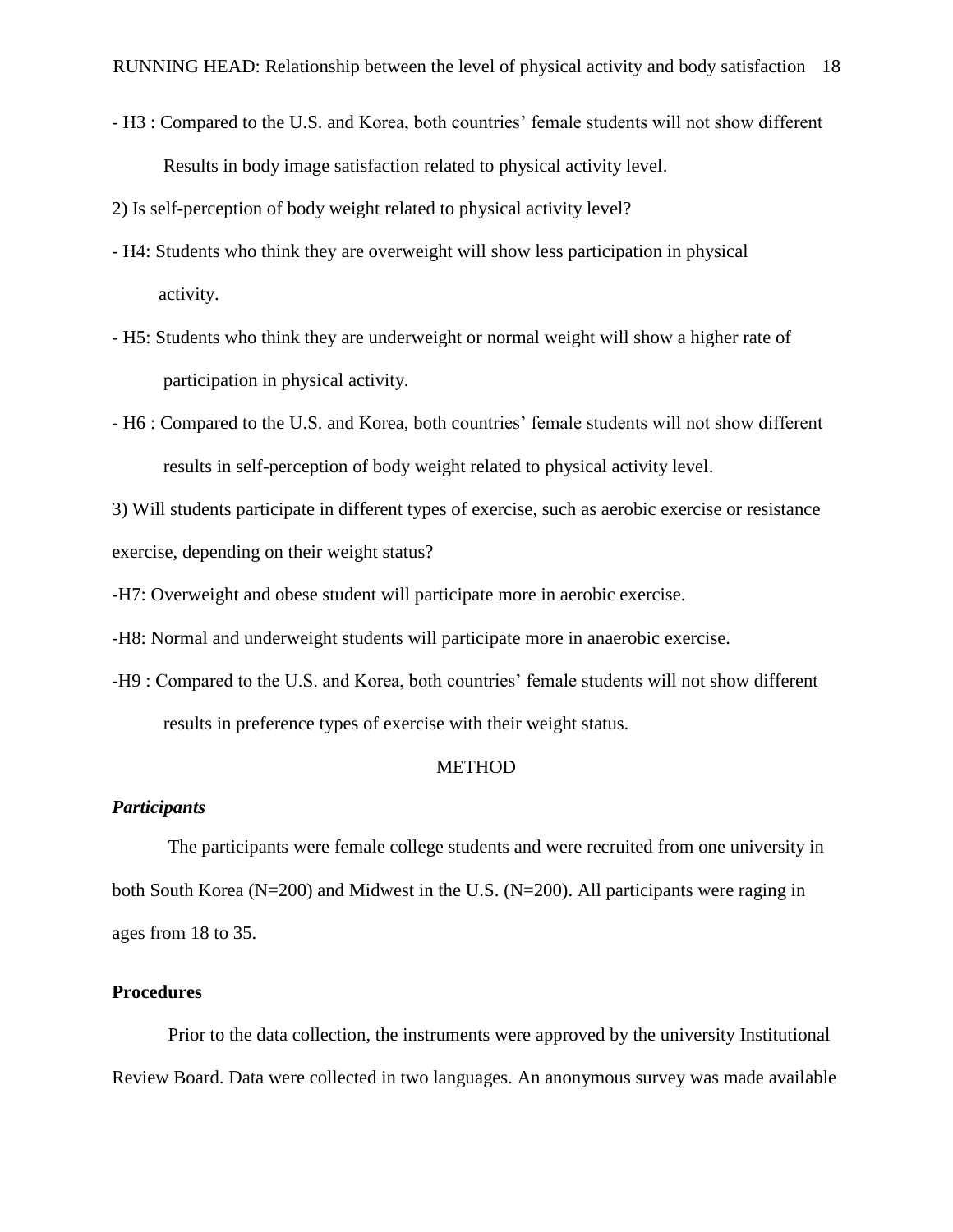- H3 : Compared to the U.S. and Korea, both countries' female students will not show different Results in body image satisfaction related to physical activity level.

2) Is self-perception of body weight related to physical activity level?

- H4: Students who think they are overweight will show less participation in physical activity.

- H5: Students who think they are underweight or normal weight will show a higher rate of participation in physical activity.

- H6 : Compared to the U.S. and Korea, both countries' female students will not show different results in self-perception of body weight related to physical activity level.

3) Will students participate in different types of exercise, such as aerobic exercise or resistance exercise, depending on their weight status?

-H7: Overweight and obese student will participate more in aerobic exercise.

-H8: Normal and underweight students will participate more in anaerobic exercise.

-H9 : Compared to the U.S. and Korea, both countries' female students will not show different results in preference types of exercise with their weight status.

## METHOD

### *Participants*

The participants were female college students and were recruited from one university in both South Korea (N=200) and Midwest in the U.S. (N=200). All participants were raging in ages from 18 to 35.

### **Procedures**

Prior to the data collection, the instruments were approved by the university Institutional Review Board. Data were collected in two languages. An anonymous survey was made available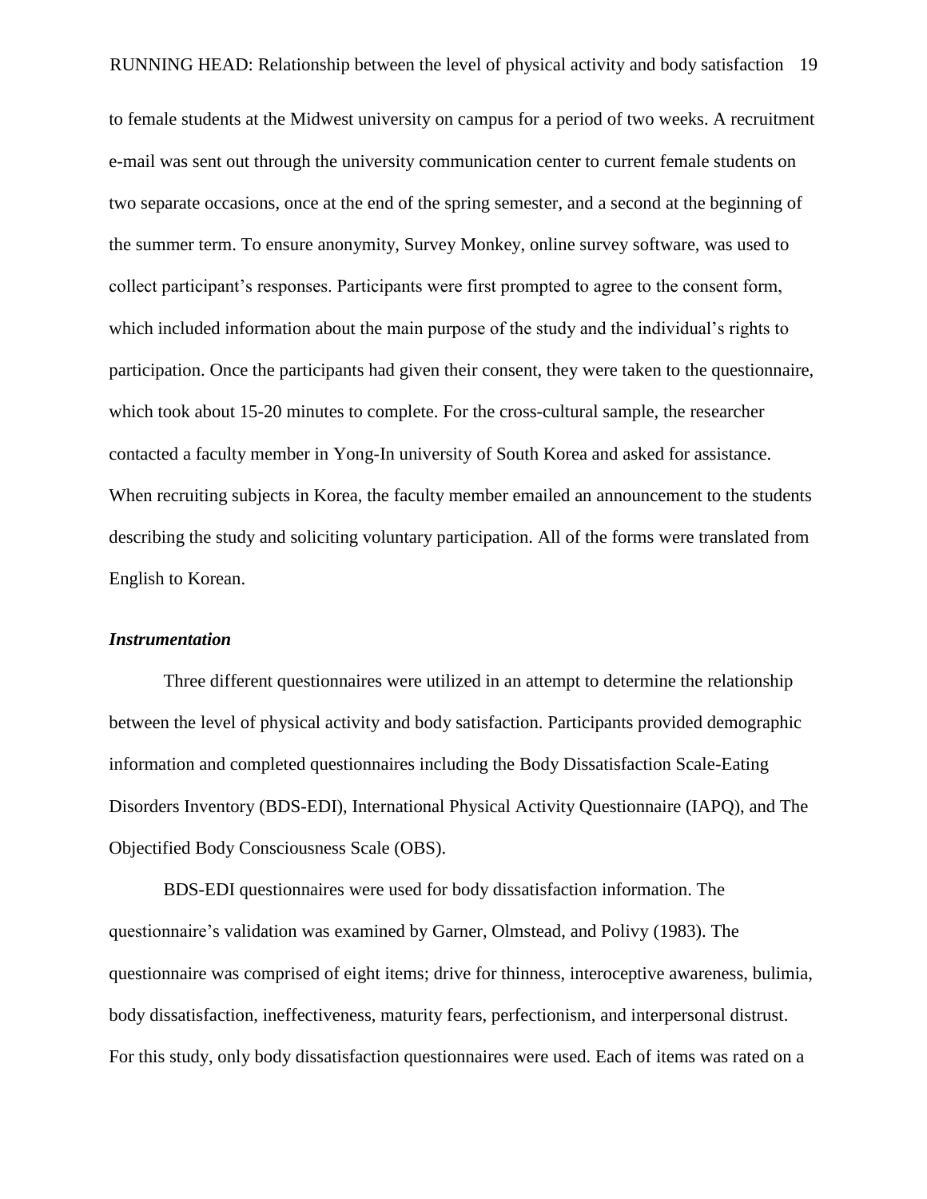to female students at the Midwest university on campus for a period of two weeks. A recruitment e-mail was sent out through the university communication center to current female students on two separate occasions, once at the end of the spring semester, and a second at the beginning of the summer term. To ensure anonymity, Survey Monkey, online survey software, was used to collect participant's responses. Participants were first prompted to agree to the consent form, which included information about the main purpose of the study and the individual's rights to participation. Once the participants had given their consent, they were taken to the questionnaire, which took about 15-20 minutes to complete. For the cross-cultural sample, the researcher contacted a faculty member in Yong-In university of South Korea and asked for assistance. When recruiting subjects in Korea, the faculty member emailed an announcement to the students describing the study and soliciting voluntary participation. All of the forms were translated from English to Korean.

### *Instrumentation*

Three different questionnaires were utilized in an attempt to determine the relationship between the level of physical activity and body satisfaction. Participants provided demographic information and completed questionnaires including the Body Dissatisfaction Scale-Eating Disorders Inventory (BDS-EDI), International Physical Activity Questionnaire (IAPQ), and The Objectified Body Consciousness Scale (OBS).

BDS-EDI questionnaires were used for body dissatisfaction information. The questionnaire's validation was examined by Garner, Olmstead, and Polivy (1983). The questionnaire was comprised of eight items; drive for thinness, interoceptive awareness, bulimia, body dissatisfaction, ineffectiveness, maturity fears, perfectionism, and interpersonal distrust. For this study, only body dissatisfaction questionnaires were used. Each of items was rated on a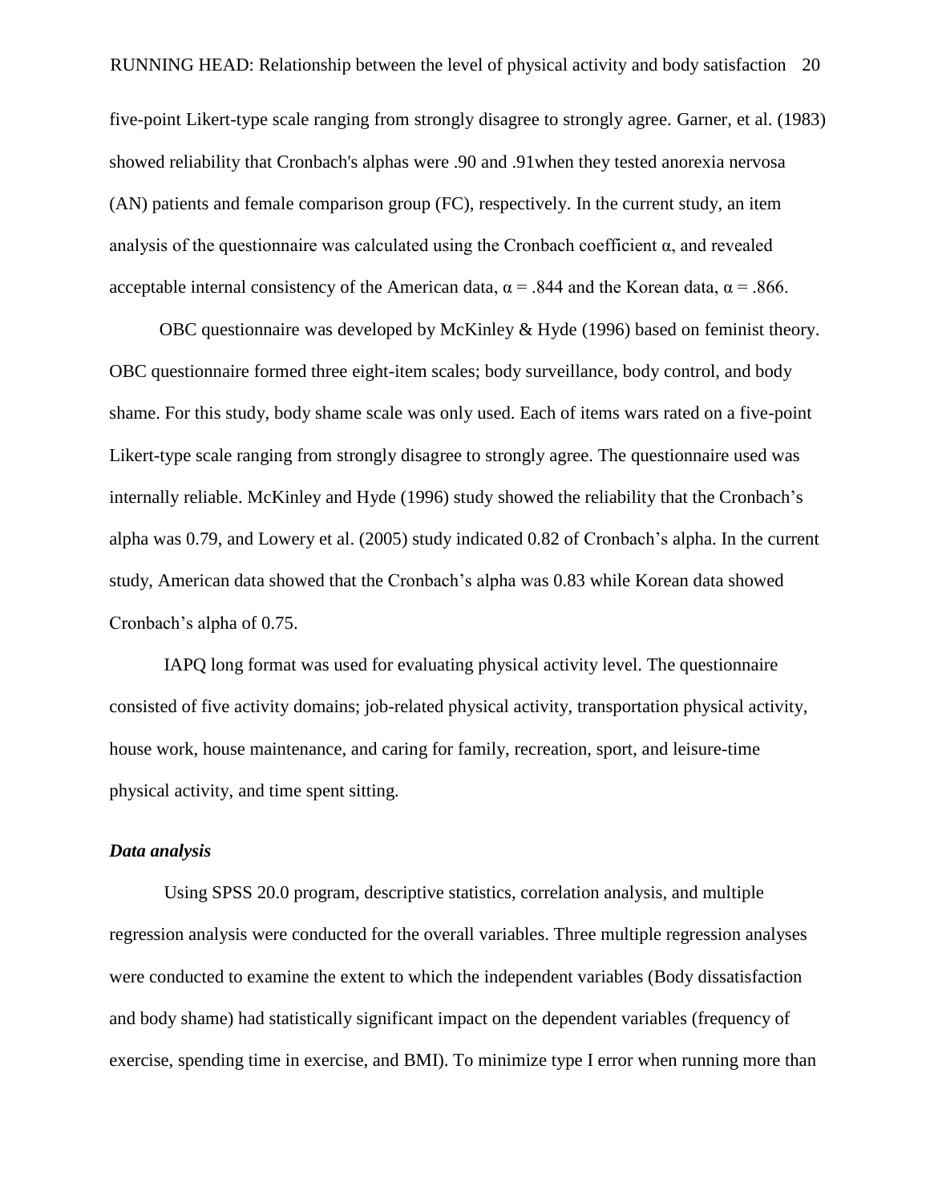five-point Likert-type scale ranging from strongly disagree to strongly agree. Garner, et al. (1983) showed reliability that Cronbach's alphas were .90 and .91when they tested anorexia nervosa (AN) patients and female comparison group (FC), respectively. In the current study, an item analysis of the questionnaire was calculated using the Cronbach coefficient $\alpha$, and revealed acceptable internal consistency of the American data, $\alpha = .844$ and the Korean data, $\alpha = .866$.

OBC questionnaire was developed by McKinley & Hyde (1996) based on feminist theory. OBC questionnaire formed three eight-item scales; body surveillance, body control, and body shame. For this study, body shame scale was only used. Each of items wars rated on a five-point Likert-type scale ranging from strongly disagree to strongly agree. The questionnaire used was internally reliable. McKinley and Hyde (1996) study showed the reliability that the Cronbach's alpha was 0.79, and Lowery et al. (2005) study indicated 0.82 of Cronbach's alpha. In the current study, American data showed that the Cronbach's alpha was 0.83 while Korean data showed Cronbach's alpha of 0.75.

IAPQ long format was used for evaluating physical activity level. The questionnaire consisted of five activity domains; job-related physical activity, transportation physical activity, house work, house maintenance, and caring for family, recreation, sport, and leisure-time physical activity, and time spent sitting.

### *Data analysis*

Using SPSS 20.0 program, descriptive statistics, correlation analysis, and multiple regression analysis were conducted for the overall variables. Three multiple regression analyses were conducted to examine the extent to which the independent variables (Body dissatisfaction and body shame) had statistically significant impact on the dependent variables (frequency of exercise, spending time in exercise, and BMI). To minimize type I error when running more than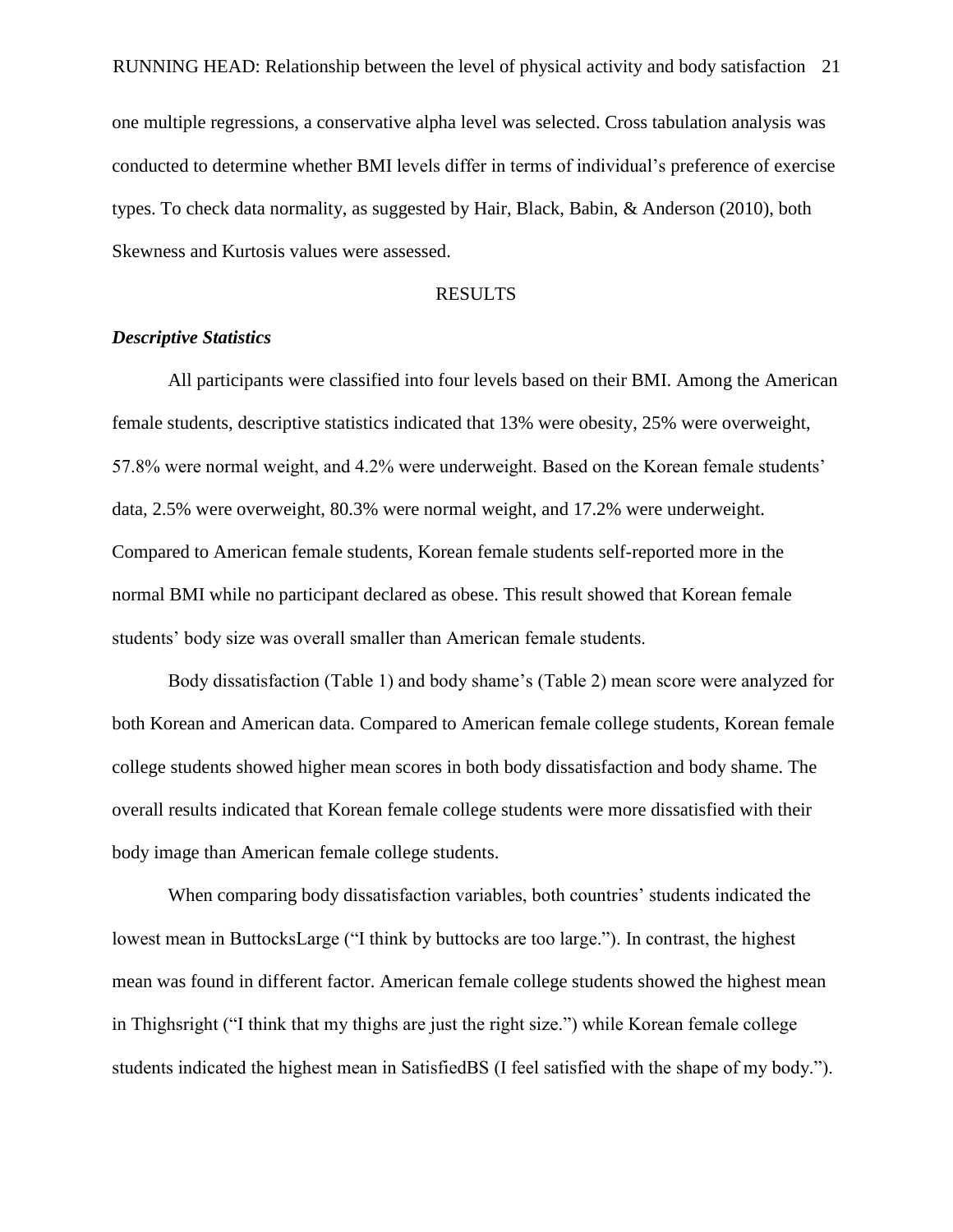one multiple regressions, a conservative alpha level was selected. Cross tabulation analysis was conducted to determine whether BMI levels differ in terms of individual's preference of exercise types. To check data normality, as suggested by Hair, Black, Babin, & Anderson (2010), both Skewness and Kurtosis values were assessed.

## RESULTS

### *Descriptive Statistics*

All participants were classified into four levels based on their BMI. Among the American female students, descriptive statistics indicated that 13% were obesity, 25% were overweight, 57.8% were normal weight, and 4.2% were underweight. Based on the Korean female students' data, 2.5% were overweight, 80.3% were normal weight, and 17.2% were underweight. Compared to American female students, Korean female students self-reported more in the normal BMI while no participant declared as obese. This result showed that Korean female students' body size was overall smaller than American female students.

Body dissatisfaction (Table 1) and body shame's (Table 2) mean score were analyzed for both Korean and American data. Compared to American female college students, Korean female college students showed higher mean scores in both body dissatisfaction and body shame. The overall results indicated that Korean female college students were more dissatisfied with their body image than American female college students.

When comparing body dissatisfaction variables, both countries' students indicated the lowest mean in ButtocksLarge ("I think by buttocks are too large."). In contrast, the highest mean was found in different factor. American female college students showed the highest mean in Thighsright ("I think that my thighs are just the right size.") while Korean female college students indicated the highest mean in SatisfiedBS (I feel satisfied with the shape of my body.").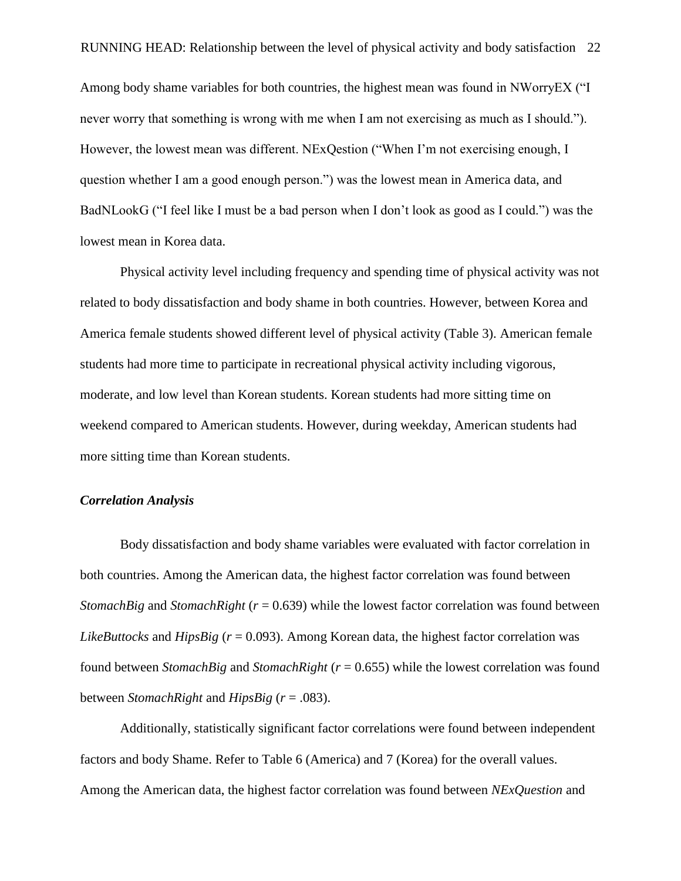Among body shame variables for both countries, the highest mean was found in NWorryEX ("I never worry that something is wrong with me when I am not exercising as much as I should."). However, the lowest mean was different. NExQestion ("When I'm not exercising enough, I question whether I am a good enough person.") was the lowest mean in America data, and BadNLookG ("I feel like I must be a bad person when I don't look as good as I could.") was the lowest mean in Korea data.

Physical activity level including frequency and spending time of physical activity was not related to body dissatisfaction and body shame in both countries. However, between Korea and America female students showed different level of physical activity (Table 3). American female students had more time to participate in recreational physical activity including vigorous, moderate, and low level than Korean students. Korean students had more sitting time on weekend compared to American students. However, during weekday, American students had more sitting time than Korean students.

### *Correlation Analysis*

Body dissatisfaction and body shame variables were evaluated with factor correlation in both countries. Among the American data, the highest factor correlation was found between *StomachBig* and *StomachRight* ($r$ = 0.639) while the lowest factor correlation was found between *LikeButtocks* and *HipsBig* ($r$ = 0.093). Among Korean data, the highest factor correlation was found between *StomachBig* and *StomachRight* ($r$ = 0.655) while the lowest correlation was found between *StomachRight* and *HipsBig* ($r$ = .083).

Additionally, statistically significant factor correlations were found between independent factors and body Shame. Refer to Table 6 (America) and 7 (Korea) for the overall values. Among the American data, the highest factor correlation was found between *NExQuestion* and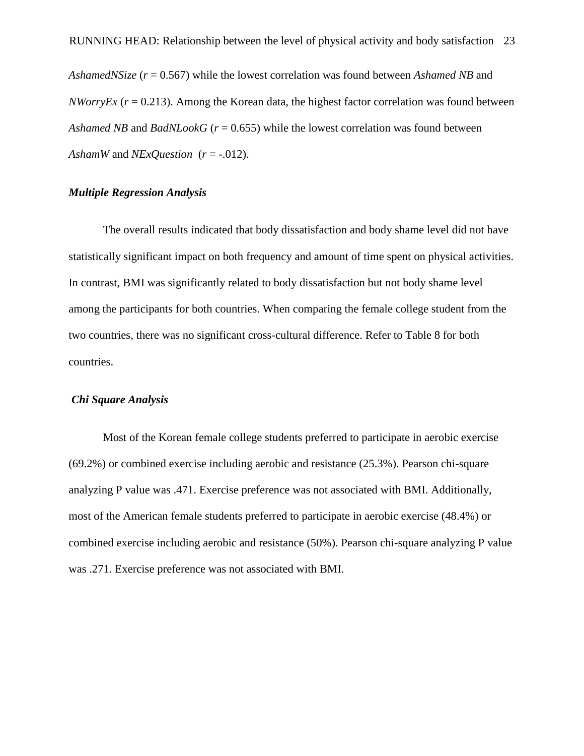*AshamedNSize* ($r$ = 0.567) while the lowest correlation was found between *Ashamed NB* and *NWorryEx* ($r$ = 0.213). Among the Korean data, the highest factor correlation was found between *Ashamed NB* and *BadNLookG* ($r$ = 0.655) while the lowest correlation was found between *AshamW* and *NExQuestion* ($r$ = -.012).

### *Multiple Regression Analysis*

The overall results indicated that body dissatisfaction and body shame level did not have statistically significant impact on both frequency and amount of time spent on physical activities. In contrast, BMI was significantly related to body dissatisfaction but not body shame level among the participants for both countries. When comparing the female college student from the two countries, there was no significant cross-cultural difference. Refer to Table 8 for both countries.

### *Chi Square Analysis*

Most of the Korean female college students preferred to participate in aerobic exercise (69.2%) or combined exercise including aerobic and resistance (25.3%). Pearson chi-square analyzing P value was .471. Exercise preference was not associated with BMI. Additionally, most of the American female students preferred to participate in aerobic exercise (48.4%) or combined exercise including aerobic and resistance (50%). Pearson chi-square analyzing P value was .271. Exercise preference was not associated with BMI.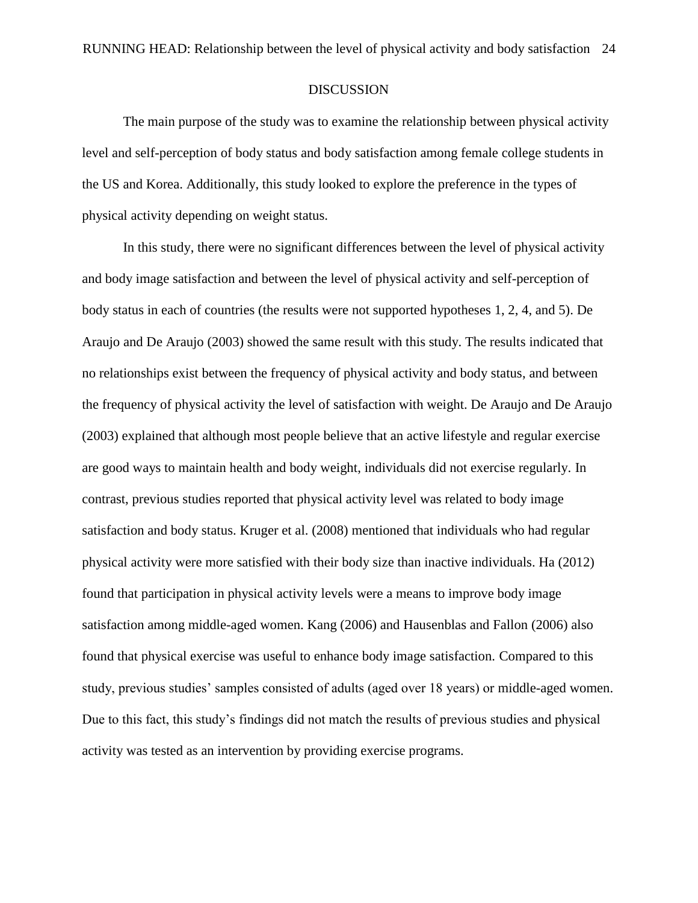# DISCUSSION

The main purpose of the study was to examine the relationship between physical activity level and self-perception of body status and body satisfaction among female college students in the US and Korea. Additionally, this study looked to explore the preference in the types of physical activity depending on weight status.

In this study, there were no significant differences between the level of physical activity and body image satisfaction and between the level of physical activity and self-perception of body status in each of countries (the results were not supported hypotheses 1, 2, 4, and 5). De Araujo and De Araujo (2003) showed the same result with this study. The results indicated that no relationships exist between the frequency of physical activity and body status, and between the frequency of physical activity the level of satisfaction with weight. De Araujo and De Araujo (2003) explained that although most people believe that an active lifestyle and regular exercise are good ways to maintain health and body weight, individuals did not exercise regularly. In contrast, previous studies reported that physical activity level was related to body image satisfaction and body status. Kruger et al. (2008) mentioned that individuals who had regular physical activity were more satisfied with their body size than inactive individuals. Ha (2012) found that participation in physical activity levels were a means to improve body image satisfaction among middle-aged women. Kang (2006) and Hausenblas and Fallon (2006) also found that physical exercise was useful to enhance body image satisfaction. Compared to this study, previous studies' samples consisted of adults (aged over 18 years) or middle-aged women. Due to this fact, this study's findings did not match the results of previous studies and physical activity was tested as an intervention by providing exercise programs.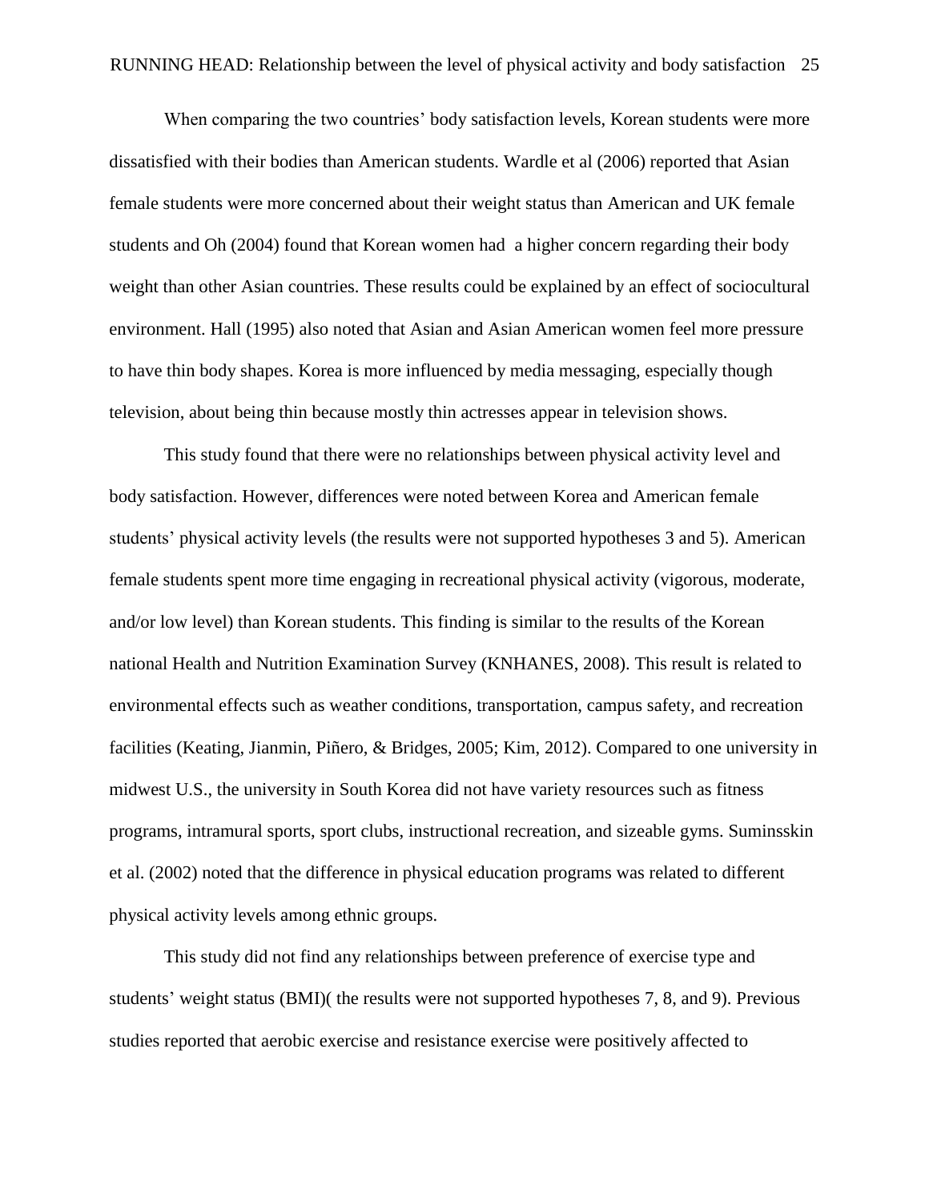When comparing the two countries' body satisfaction levels, Korean students were more dissatisfied with their bodies than American students. Wardle et al (2006) reported that Asian female students were more concerned about their weight status than American and UK female students and Oh (2004) found that Korean women had a higher concern regarding their body weight than other Asian countries. These results could be explained by an effect of sociocultural environment. Hall (1995) also noted that Asian and Asian American women feel more pressure to have thin body shapes. Korea is more influenced by media messaging, especially though television, about being thin because mostly thin actresses appear in television shows.

This study found that there were no relationships between physical activity level and body satisfaction. However, differences were noted between Korea and American female students' physical activity levels (the results were not supported hypotheses 3 and 5). American female students spent more time engaging in recreational physical activity (vigorous, moderate, and/or low level) than Korean students. This finding is similar to the results of the Korean national Health and Nutrition Examination Survey (KNHANES, 2008). This result is related to environmental effects such as weather conditions, transportation, campus safety, and recreation facilities (Keating, Jianmin, Piñero, & Bridges, 2005; Kim, 2012). Compared to one university in midwest U.S., the university in South Korea did not have variety resources such as fitness programs, intramural sports, sport clubs, instructional recreation, and sizeable gyms. Suminsskin et al. (2002) noted that the difference in physical education programs was related to different physical activity levels among ethnic groups.

This study did not find any relationships between preference of exercise type and students' weight status (BMI)( the results were not supported hypotheses 7, 8, and 9). Previous studies reported that aerobic exercise and resistance exercise were positively affected to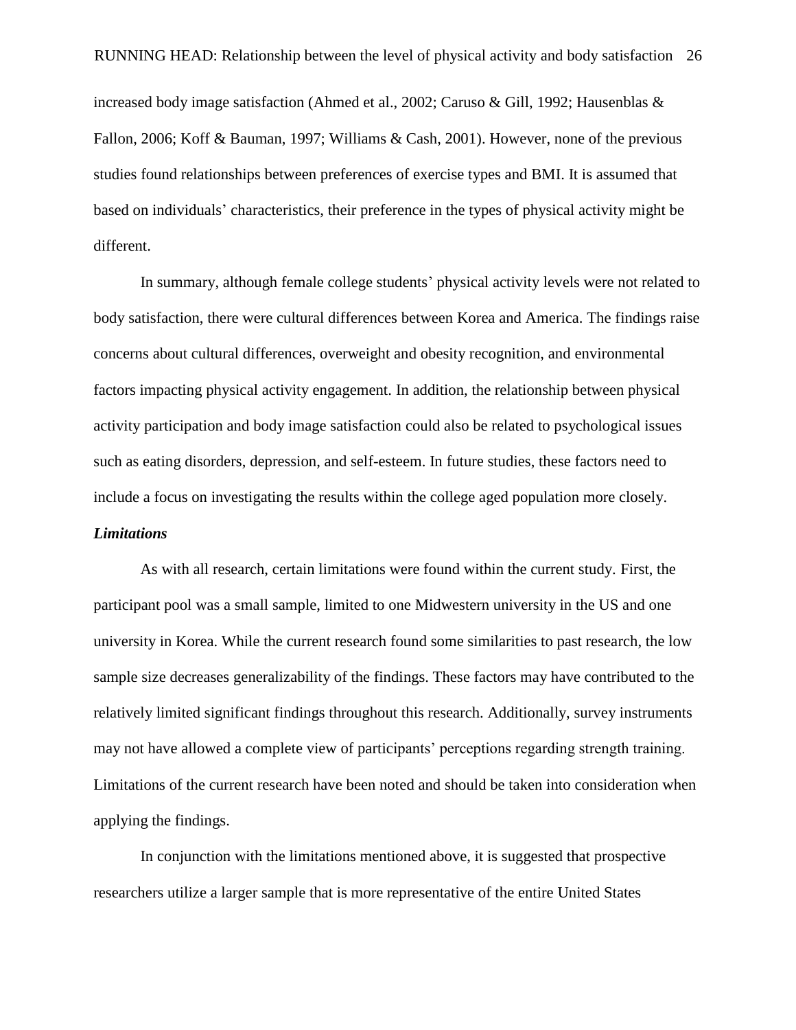increased body image satisfaction (Ahmed et al., 2002; Caruso & Gill, 1992; Hausenblas & Fallon, 2006; Koff & Bauman, 1997; Williams & Cash, 2001). However, none of the previous studies found relationships between preferences of exercise types and BMI. It is assumed that based on individuals' characteristics, their preference in the types of physical activity might be different.

In summary, although female college students' physical activity levels were not related to body satisfaction, there were cultural differences between Korea and America. The findings raise concerns about cultural differences, overweight and obesity recognition, and environmental factors impacting physical activity engagement. In addition, the relationship between physical activity participation and body image satisfaction could also be related to psychological issues such as eating disorders, depression, and self-esteem. In future studies, these factors need to include a focus on investigating the results within the college aged population more closely.

### *Limitations*

As with all research, certain limitations were found within the current study. First, the participant pool was a small sample, limited to one Midwestern university in the US and one university in Korea. While the current research found some similarities to past research, the low sample size decreases generalizability of the findings. These factors may have contributed to the relatively limited significant findings throughout this research. Additionally, survey instruments may not have allowed a complete view of participants' perceptions regarding strength training. Limitations of the current research have been noted and should be taken into consideration when applying the findings.

In conjunction with the limitations mentioned above, it is suggested that prospective researchers utilize a larger sample that is more representative of the entire United States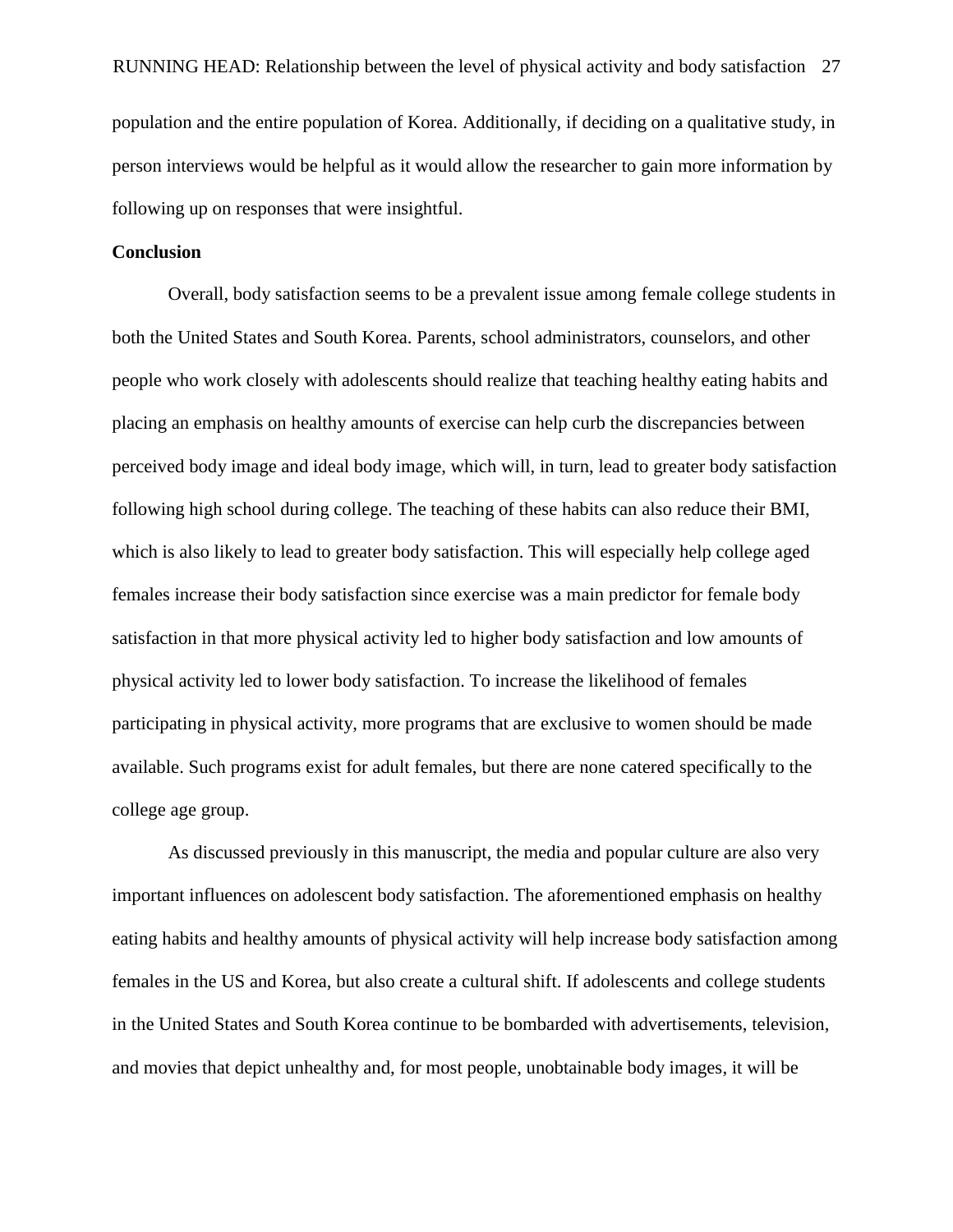population and the entire population of Korea. Additionally, if deciding on a qualitative study, in person interviews would be helpful as it would allow the researcher to gain more information by following up on responses that were insightful.

**Conclusion**

Overall, body satisfaction seems to be a prevalent issue among female college students in both the United States and South Korea. Parents, school administrators, counselors, and other people who work closely with adolescents should realize that teaching healthy eating habits and placing an emphasis on healthy amounts of exercise can help curb the discrepancies between perceived body image and ideal body image, which will, in turn, lead to greater body satisfaction following high school during college. The teaching of these habits can also reduce their BMI, which is also likely to lead to greater body satisfaction. This will especially help college aged females increase their body satisfaction since exercise was a main predictor for female body satisfaction in that more physical activity led to higher body satisfaction and low amounts of physical activity led to lower body satisfaction. To increase the likelihood of females participating in physical activity, more programs that are exclusive to women should be made available. Such programs exist for adult females, but there are none catered specifically to the college age group.

As discussed previously in this manuscript, the media and popular culture are also very important influences on adolescent body satisfaction. The aforementioned emphasis on healthy eating habits and healthy amounts of physical activity will help increase body satisfaction among females in the US and Korea, but also create a cultural shift. If adolescents and college students in the United States and South Korea continue to be bombarded with advertisements, television, and movies that depict unhealthy and, for most people, unobtainable body images, it will be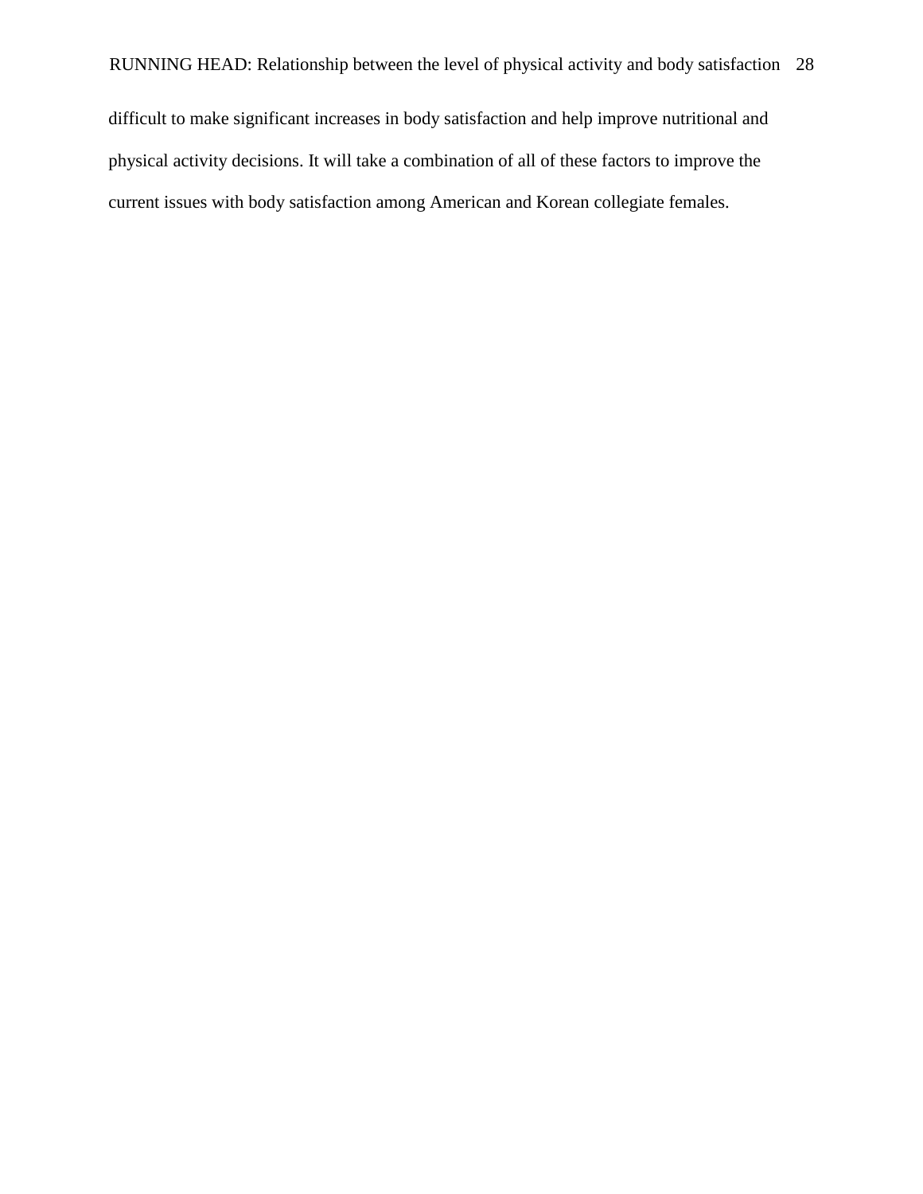difficult to make significant increases in body satisfaction and help improve nutritional and physical activity decisions. It will take a combination of all of these factors to improve the current issues with body satisfaction among American and Korean collegiate females.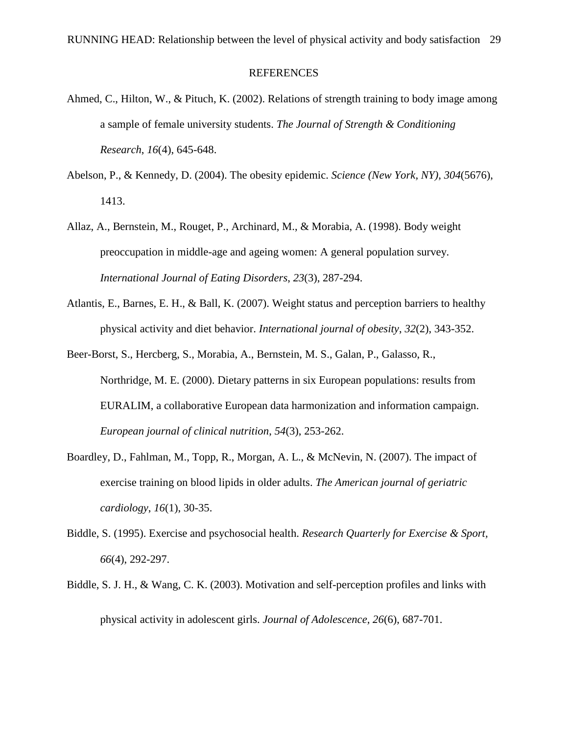# REFERENCES

Ahmed, C., Hilton, W., & Pituch, K. (2002). Relations of strength training to body image among a sample of female university students. *The Journal of Strength & Conditioning Research*, *16*(4), 645-648.

Abelson, P., & Kennedy, D. (2004). The obesity epidemic. *Science (New York, NY)*, *304*(5676), 1413.

Allaz, A., Bernstein, M., Rouget, P., Archinard, M., & Morabia, A. (1998). Body weight preoccupation in middle-age and ageing women: A general population survey. *International Journal of Eating Disorders*, *23*(3), 287-294.

Atlantis, E., Barnes, E. H., & Ball, K. (2007). Weight status and perception barriers to healthy physical activity and diet behavior. *International journal of obesity*, *32*(2), 343-352.

Beer-Borst, S., Hercberg, S., Morabia, A., Bernstein, M. S., Galan, P., Galasso, R., Northridge, M. E. (2000). Dietary patterns in six European populations: results from EURALIM, a collaborative European data harmonization and information campaign. *European journal of clinical nutrition*, *54*(3), 253-262.

Boardley, D., Fahlman, M., Topp, R., Morgan, A. L., & McNevin, N. (2007). The impact of exercise training on blood lipids in older adults. *The American journal of geriatric cardiology*, *16*(1), 30-35.

Biddle, S. (1995). Exercise and psychosocial health. *Research Quarterly for Exercise & Sport, 66*(4), 292-297.

Biddle, S. J. H., & Wang, C. K. (2003). Motivation and self-perception profiles and links with physical activity in adolescent girls. *Journal of Adolescence, 26*(6), 687-701.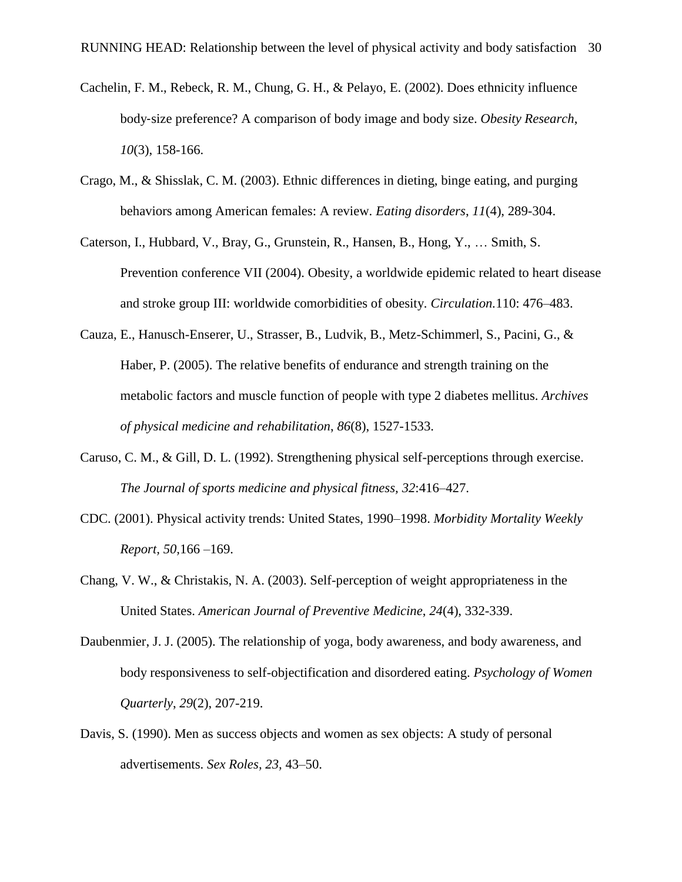Cachelin, F. M., Rebeck, R. M., Chung, G. H., & Pelayo, E. (2002). Does ethnicity influence body-size preference? A comparison of body image and body size. *Obesity Research*, *10*(3), 158-166.

Crago, M., & Shisslak, C. M. (2003). Ethnic differences in dieting, binge eating, and purging behaviors among American females: A review. *Eating disorders*, *11*(4), 289-304.

Caterson, I., Hubbard, V., Bray, G., Grunstein, R., Hansen, B., Hong, Y., … Smith, S. Prevention conference VII (2004). Obesity, a worldwide epidemic related to heart disease and stroke group III: worldwide comorbidities of obesity. *Circulation.*110: 476–483.

Cauza, E., Hanusch-Enserer, U., Strasser, B., Ludvik, B., Metz-Schimmerl, S., Pacini, G., & Haber, P. (2005). The relative benefits of endurance and strength training on the metabolic factors and muscle function of people with type 2 diabetes mellitus. *Archives of physical medicine and rehabilitation*, *86*(8), 1527-1533.

Caruso, C. M., & Gill, D. L. (1992). Strengthening physical self-perceptions through exercise. *The Journal of sports medicine and physical fitness, 32*:416–427.

CDC. (2001). Physical activity trends: United States, 1990–1998. *Morbidity Mortality Weekly Report, 50,*166 –169.

Chang, V. W., & Christakis, N. A. (2003). Self-perception of weight appropriateness in the United States. *American Journal of Preventive Medicine*, *24*(4), 332-339.

Daubenmier, J. J. (2005). The relationship of yoga, body awareness, and body awareness, and body responsiveness to self-objectification and disordered eating. *Psychology of Women Quarterly*, *29*(2), 207-219.

Davis, S. (1990). Men as success objects and women as sex objects: A study of personal advertisements. *Sex Roles, 23,* 43–50.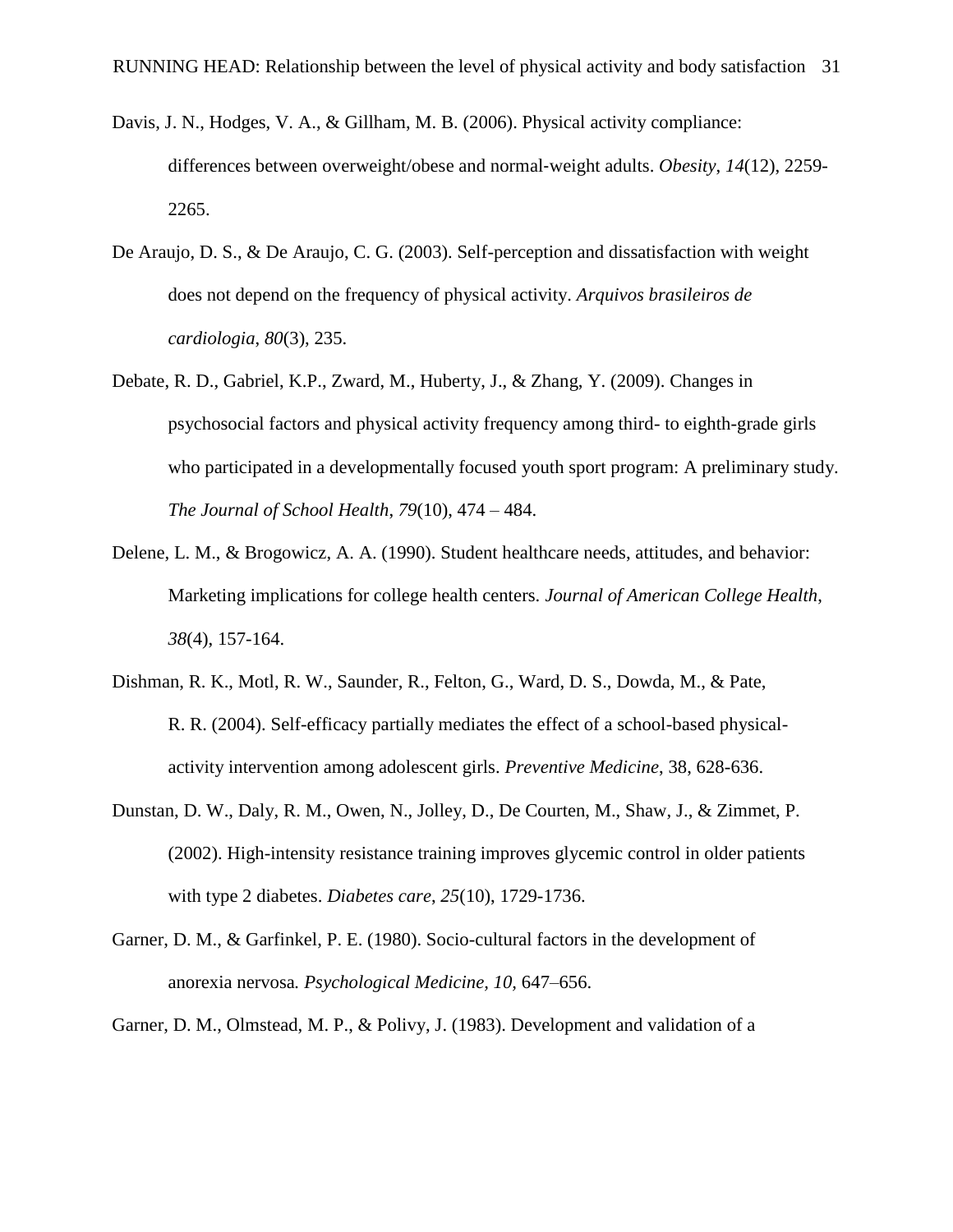Davis, J. N., Hodges, V. A., & Gillham, M. B. (2006). Physical activity compliance: differences between overweight/obese and normal-weight adults. *Obesity*, *14*(12), 2259-2265.

De Araujo, D. S., & De Araujo, C. G. (2003). Self-perception and dissatisfaction with weight does not depend on the frequency of physical activity. *Arquivos brasileiros de cardiologia*, *80*(3), 235.

Debate, R. D., Gabriel, K.P., Zward, M., Huberty, J., & Zhang, Y. (2009). Changes in psychosocial factors and physical activity frequency among third- to eighth-grade girls who participated in a developmentally focused youth sport program: A preliminary study. *The Journal of School Health*, *79*(10), 474 – 484.

Delene, L. M., & Brogowicz, A. A. (1990). Student healthcare needs, attitudes, and behavior: Marketing implications for college health centers. *Journal of American College Health*, *38*(4), 157-164.

Dishman, R. K., Motl, R. W., Saunder, R., Felton, G., Ward, D. S., Dowda, M., & Pate, R. R. (2004). Self-efficacy partially mediates the effect of a school-based physical-activity intervention among adolescent girls. *Preventive Medicine*, 38, 628-636.

Dunstan, D. W., Daly, R. M., Owen, N., Jolley, D., De Courten, M., Shaw, J., & Zimmet, P. (2002). High-intensity resistance training improves glycemic control in older patients with type 2 diabetes. *Diabetes care*, *25*(10), 1729-1736.

Garner, D. M., & Garfinkel, P. E. (1980). Socio-cultural factors in the development of anorexia nervosa*. Psychological Medicine*, *10*, 647–656.

Garner, D. M., Olmstead, M. P., & Polivy, J. (1983). Development and validation of a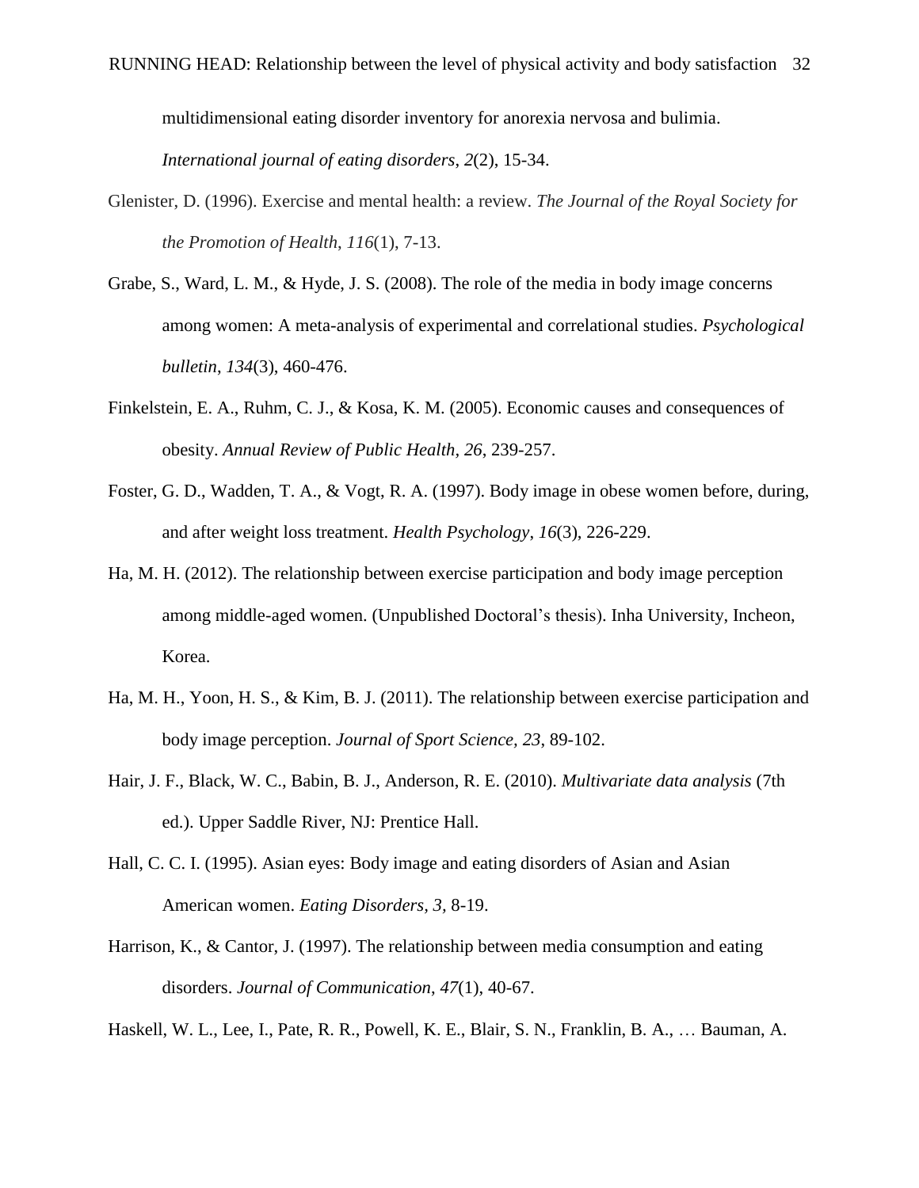multidimensional eating disorder inventory for anorexia nervosa and bulimia. *International journal of eating disorders*, *2*(2), 15-34.

Glenister, D. (1996). Exercise and mental health: a review. *The Journal of the Royal Society for the Promotion of Health*, *116*(1), 7-13.

Grabe, S., Ward, L. M., & Hyde, J. S. (2008). The role of the media in body image concerns among women: A meta-analysis of experimental and correlational studies. *Psychological bulletin*, *134*(3), 460-476.

Finkelstein, E. A., Ruhm, C. J., & Kosa, K. M. (2005). Economic causes and consequences of obesity. *Annual Review of Public Health, 26*, 239-257.

Foster, G. D., Wadden, T. A., & Vogt, R. A. (1997). Body image in obese women before, during, and after weight loss treatment. *Health Psychology*, *16*(3), 226-229.

Ha, M. H. (2012). The relationship between exercise participation and body image perception among middle-aged women. (Unpublished Doctoral's thesis). Inha University, Incheon, Korea.

Ha, M. H., Yoon, H. S., & Kim, B. J. (2011). The relationship between exercise participation and body image perception. *Journal of Sport Science, 23*, 89-102.

Hair, J. F., Black, W. C., Babin, B. J., Anderson, R. E. (2010). *Multivariate data analysis* (7th ed.). Upper Saddle River, NJ: Prentice Hall.

Hall, C. C. I. (1995). Asian eyes: Body image and eating disorders of Asian and Asian American women. *Eating Disorders, 3*, 8-19.

Harrison, K., & Cantor, J. (1997). The relationship between media consumption and eating disorders. *Journal of Communication*, *47*(1), 40-67.

Haskell, W. L., Lee, I., Pate, R. R., Powell, K. E., Blair, S. N., Franklin, B. A., … Bauman, A.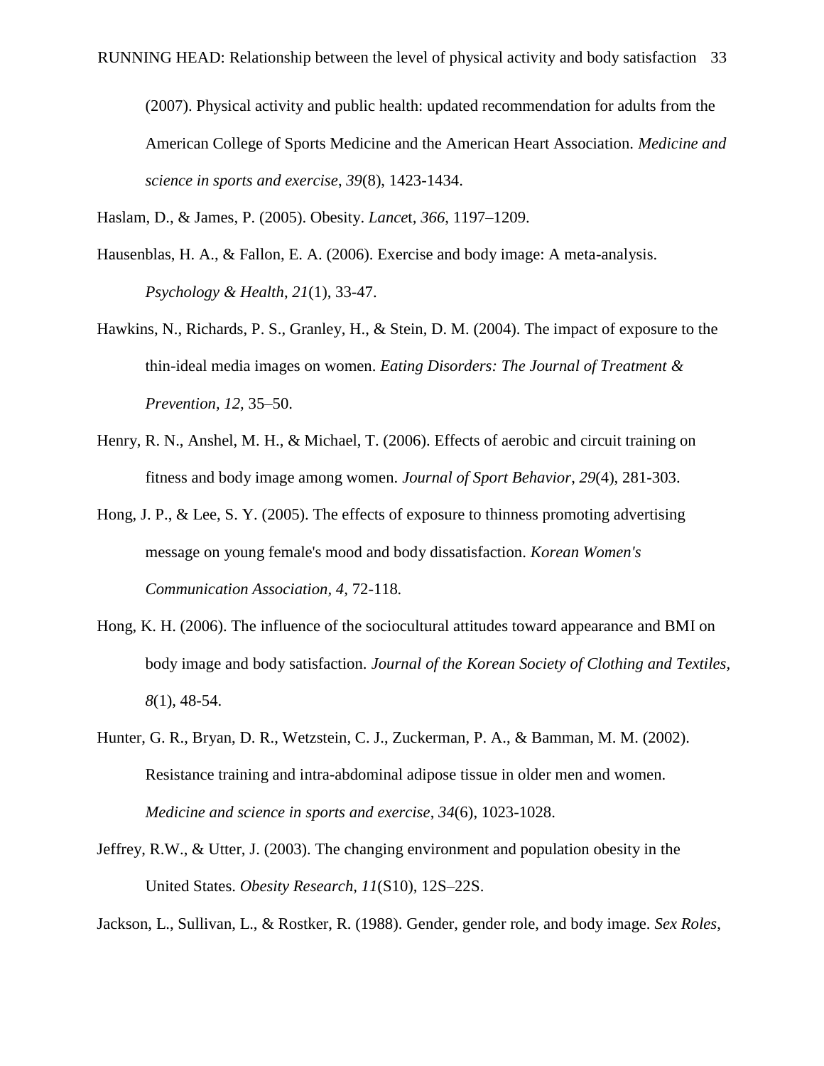(2007). Physical activity and public health: updated recommendation for adults from the American College of Sports Medicine and the American Heart Association. *Medicine and science in sports and exercise*, *39*(8), 1423-1434.

Haslam, D., & James, P. (2005). Obesity. *Lancet*, *366*, 1197–1209.

Hausenblas, H. A., & Fallon, E. A. (2006). Exercise and body image: A meta-analysis. *Psychology & Health*, *21*(1), 33-47.

Hawkins, N., Richards, P. S., Granley, H., & Stein, D. M. (2004). The impact of exposure to the thin-ideal media images on women. *Eating Disorders: The Journal of Treatment & Prevention, 12,* 35–50.

Henry, R. N., Anshel, M. H., & Michael, T. (2006). Effects of aerobic and circuit training on fitness and body image among women. *Journal of Sport Behavior*, *29*(4), 281-303.

Hong, J. P., & Lee, S. Y. (2005). The effects of exposure to thinness promoting advertising message on young female's mood and body dissatisfaction. *Korean Women's Communication Association, 4,* 72-118.

Hong, K. H. (2006). The influence of the sociocultural attitudes toward appearance and BMI on body image and body satisfaction. *Journal of the Korean Society of Clothing and Textiles*, *8*(1), 48-54.

Hunter, G. R., Bryan, D. R., Wetzstein, C. J., Zuckerman, P. A., & Bamman, M. M. (2002). Resistance training and intra-abdominal adipose tissue in older men and women. *Medicine and science in sports and exercise*, *34*(6), 1023-1028.

Jeffrey, R.W., & Utter, J. (2003). The changing environment and population obesity in the United States. *Obesity Research*, *11*(S10), 12S–22S.

Jackson, L., Sullivan, L., & Rostker, R. (1988). Gender, gender role, and body image. *Sex Roles*,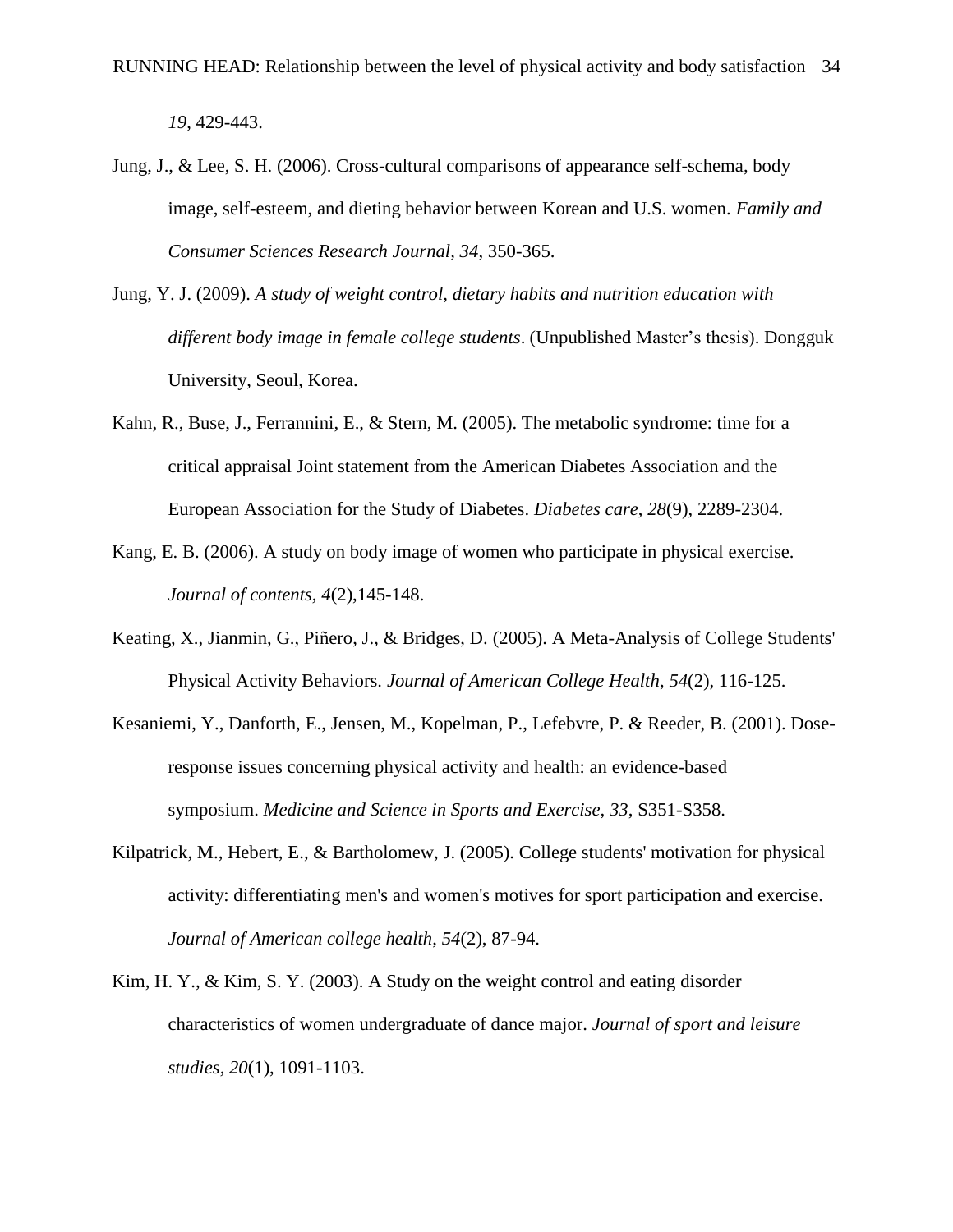*19*, 429-443.

Jung, J., & Lee, S. H. (2006). Cross-cultural comparisons of appearance self-schema, body image, self-esteem, and dieting behavior between Korean and U.S. women. *Family and Consumer Sciences Research Journal, 34*, 350-365.

Jung, Y. J. (2009). *A study of weight control, dietary habits and nutrition education with different body image in female college students*. (Unpublished Master's thesis). Dongguk University, Seoul, Korea.

Kahn, R., Buse, J., Ferrannini, E., & Stern, M. (2005). The metabolic syndrome: time for a critical appraisal Joint statement from the American Diabetes Association and the European Association for the Study of Diabetes. *Diabetes care*, *28*(9), 2289-2304.

Kang, E. B. (2006). A study on body image of women who participate in physical exercise. *Journal of contents, 4*(2),145-148.

Keating, X., Jianmin, G., Piñero, J., & Bridges, D. (2005). A Meta-Analysis of College Students' Physical Activity Behaviors. *Journal of American College Health, 54*(2), 116-125.

Kesaniemi, Y., Danforth, E., Jensen, M., Kopelman, P., Lefebvre, P. & Reeder, B. (2001). Dose-response issues concerning physical activity and health: an evidence-based symposium. *Medicine and Science in Sports and Exercise*, *33*, S351-S358.

Kilpatrick, M., Hebert, E., & Bartholomew, J. (2005). College students' motivation for physical activity: differentiating men's and women's motives for sport participation and exercise. *Journal of American college health*, *54*(2), 87-94.

Kim, H. Y., & Kim, S. Y. (2003). A Study on the weight control and eating disorder characteristics of women undergraduate of dance major. *Journal of sport and leisure studies, 20*(1), 1091-1103.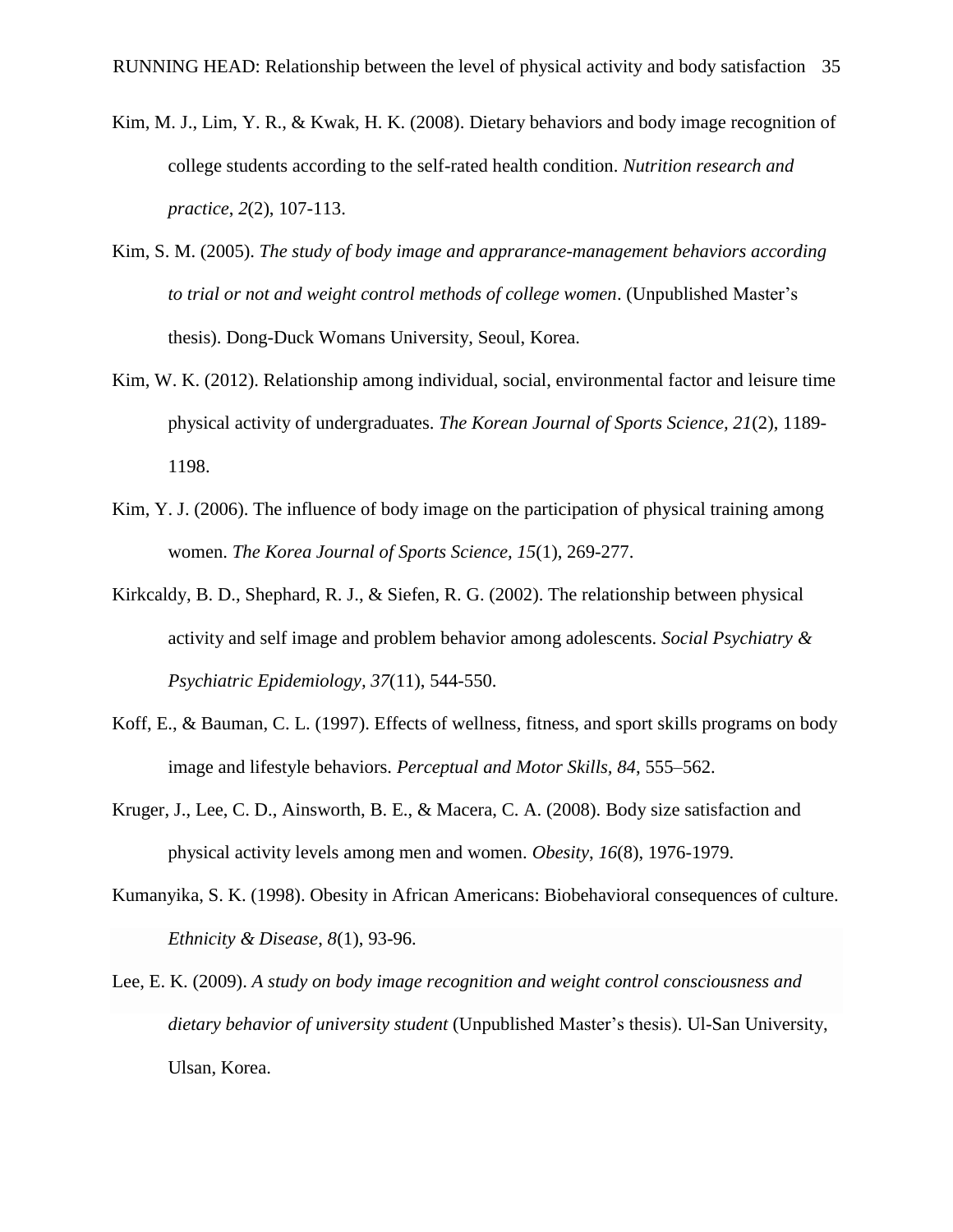Kim, M. J., Lim, Y. R., & Kwak, H. K. (2008). Dietary behaviors and body image recognition of college students according to the self-rated health condition. *Nutrition research and practice*, *2*(2), 107-113.

Kim, S. M. (2005). *The study of body image and apprarance-management behaviors according to trial or not and weight control methods of college women*. (Unpublished Master's thesis). Dong-Duck Womans University, Seoul, Korea.

Kim, W. K. (2012). Relationship among individual, social, environmental factor and leisure time physical activity of undergraduates. *The Korean Journal of Sports Science, 21*(2), 1189-1198.

Kim, Y. J. (2006). The influence of body image on the participation of physical training among women. *The Korea Journal of Sports Science, 15*(1), 269-277.

Kirkcaldy, B. D., Shephard, R. J., & Siefen, R. G. (2002). The relationship between physical activity and self image and problem behavior among adolescents. *Social Psychiatry & Psychiatric Epidemiology*, *37*(11), 544-550.

Koff, E., & Bauman, C. L. (1997). Effects of wellness, fitness, and sport skills programs on body image and lifestyle behaviors. *Perceptual and Motor Skills, 84*, 555–562.

Kruger, J., Lee, C. D., Ainsworth, B. E., & Macera, C. A. (2008). Body size satisfaction and physical activity levels among men and women. *Obesity*, *16*(8), 1976-1979.

Kumanyika, S. K. (1998). Obesity in African Americans: Biobehavioral consequences of culture. *Ethnicity & Disease*, *8*(1), 93-96.

Lee, E. K. (2009). *A study on body image recognition and weight control consciousness and dietary behavior of university student* (Unpublished Master's thesis). Ul-San University, Ulsan, Korea.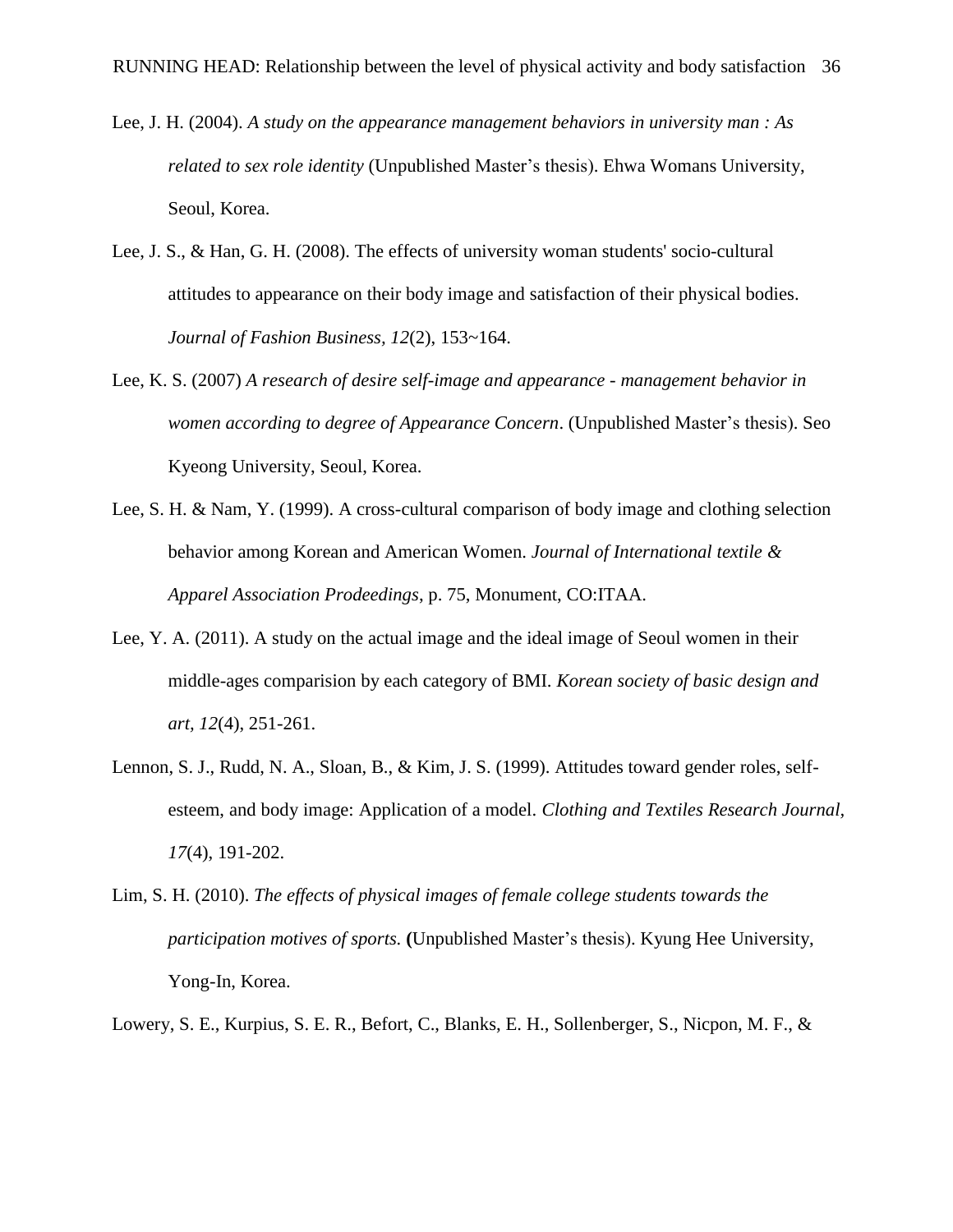Lee, J. H. (2004). *A study on the appearance management behaviors in university man : As related to sex role identity* (Unpublished Master's thesis). Ehwa Womans University, Seoul, Korea.

Lee, J. S., & Han, G. H. (2008). The effects of university woman students' socio-cultural attitudes to appearance on their body image and satisfaction of their physical bodies. *Journal of Fashion Business, 12*(2), 153~164.

Lee, K. S. (2007) *A research of desire self-image and appearance - management behavior in women according to degree of Appearance Concern*. (Unpublished Master's thesis). Seo Kyeong University, Seoul, Korea.

Lee, S. H. & Nam, Y. (1999). A cross-cultural comparison of body image and clothing selection behavior among Korean and American Women. *Journal of International textile & Apparel Association Prodeedings*, p. 75, Monument, CO:ITAA.

Lee, Y. A. (2011). A study on the actual image and the ideal image of Seoul women in their middle-ages comparision by each category of BMI. *Korean society of basic design and art, 12*(4), 251-261.

Lennon, S. J., Rudd, N. A., Sloan, B., & Kim, J. S. (1999). Attitudes toward gender roles, self-esteem, and body image: Application of a model. *Clothing and Textiles Research Journal, 17*(4), 191-202.

Lim, S. H. (2010). *The effects of physical images of female college students towards the participation motives of sports.* **(**Unpublished Master's thesis). Kyung Hee University, Yong-In, Korea.

Lowery, S. E., Kurpius, S. E. R., Befort, C., Blanks, E. H., Sollenberger, S., Nicpon, M. F., &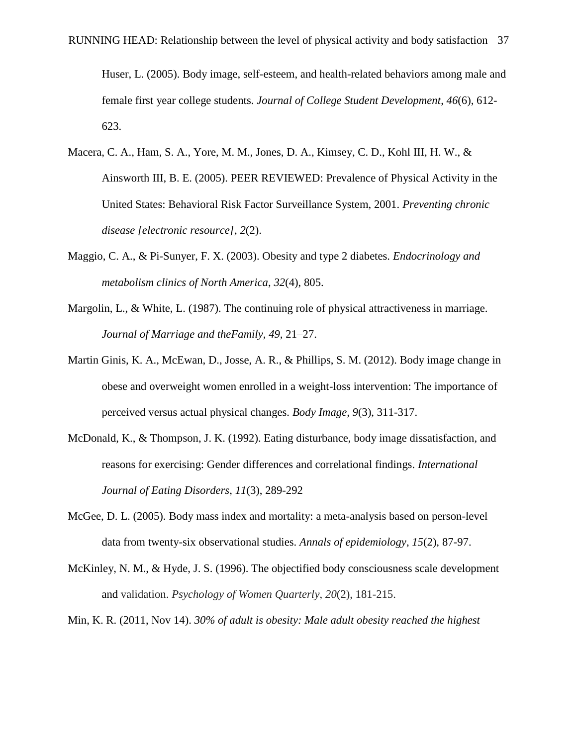Huser, L. (2005). Body image, self-esteem, and health-related behaviors among male and female first year college students. *Journal of College Student Development*, *46*(6), 612-623.

Macera, C. A., Ham, S. A., Yore, M. M., Jones, D. A., Kimsey, C. D., Kohl III, H. W., & Ainsworth III, B. E. (2005). PEER REVIEWED: Prevalence of Physical Activity in the United States: Behavioral Risk Factor Surveillance System, 2001. *Preventing chronic disease [electronic resource]*, *2*(2).

Maggio, C. A., & Pi-Sunyer, F. X. (2003). Obesity and type 2 diabetes. *Endocrinology and metabolism clinics of North America*, *32*(4), 805.

Margolin, L., & White, L. (1987). The continuing role of physical attractiveness in marriage. *Journal of Marriage and theFamily*, *49*, 21–27.

Martin Ginis, K. A., McEwan, D., Josse, A. R., & Phillips, S. M. (2012). Body image change in obese and overweight women enrolled in a weight-loss intervention: The importance of perceived versus actual physical changes. *Body Image*, *9*(3), 311-317.

McDonald, K., & Thompson, J. K. (1992). Eating disturbance, body image dissatisfaction, and reasons for exercising: Gender differences and correlational findings. *International Journal of Eating Disorders*, *11*(3), 289-292

McGee, D. L. (2005). Body mass index and mortality: a meta-analysis based on person-level data from twenty-six observational studies. *Annals of epidemiology*, *15*(2), 87-97.

McKinley, N. M., & Hyde, J. S. (1996). The objectified body consciousness scale development and validation. *Psychology of Women Quarterly*, *20*(2), 181-215.

Min, K. R. (2011, Nov 14). *30% of adult is obesity: Male adult obesity reached the highest*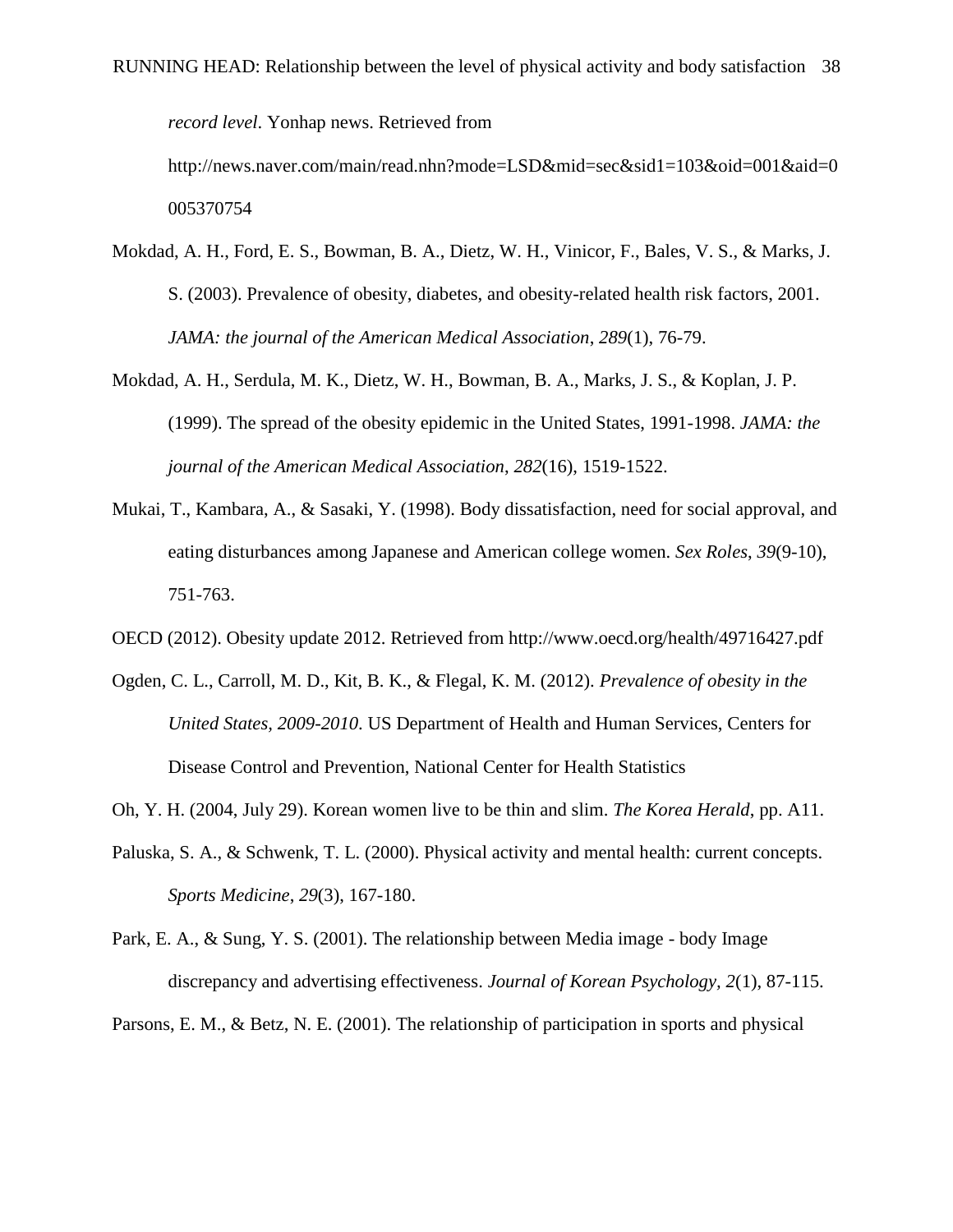*record level*. Yonhap news. Retrieved from http://news.naver.com/main/read.nhn?mode=LSD&mid=sec&sid1=103&oid=001&aid=0005370754

Mokdad, A. H., Ford, E. S., Bowman, B. A., Dietz, W. H., Vinicor, F., Bales, V. S., & Marks, J. S. (2003). Prevalence of obesity, diabetes, and obesity-related health risk factors, 2001. *JAMA: the journal of the American Medical Association*, *289*(1), 76-79.

Mokdad, A. H., Serdula, M. K., Dietz, W. H., Bowman, B. A., Marks, J. S., & Koplan, J. P. (1999). The spread of the obesity epidemic in the United States, 1991-1998. *JAMA: the journal of the American Medical Association*, *282*(16), 1519-1522.

Mukai, T., Kambara, A., & Sasaki, Y. (1998). Body dissatisfaction, need for social approval, and eating disturbances among Japanese and American college women. *Sex Roles*, *39*(9-10), 751-763.

OECD (2012). Obesity update 2012. Retrieved from http://www.oecd.org/health/49716427.pdf

Ogden, C. L., Carroll, M. D., Kit, B. K., & Flegal, K. M. (2012). *Prevalence of obesity in the United States, 2009-2010*. US Department of Health and Human Services, Centers for Disease Control and Prevention, National Center for Health Statistics

Oh, Y. H. (2004, July 29). Korean women live to be thin and slim. *The Korea Herald*, pp. A11.

Paluska, S. A., & Schwenk, T. L. (2000). Physical activity and mental health: current concepts. *Sports Medicine*, *29*(3), 167-180.

Park, E. A., & Sung, Y. S. (2001). The relationship between Media image - body Image discrepancy and advertising effectiveness. *Journal of Korean Psychology, 2*(1), 87-115.

Parsons, E. M., & Betz, N. E. (2001). The relationship of participation in sports and physical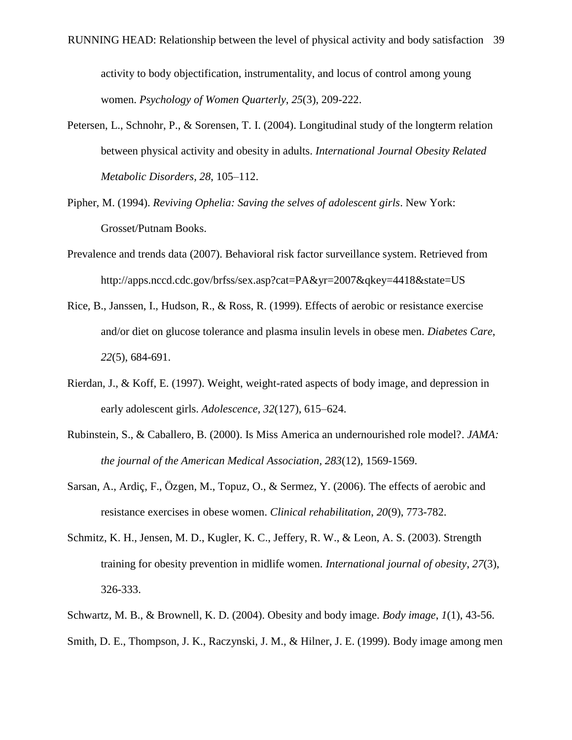activity to body objectification, instrumentality, and locus of control among young women. *Psychology of Women Quarterly*, *25*(3), 209-222.

Petersen, L., Schnohr, P., & Sorensen, T. I. (2004). Longitudinal study of the longterm relation between physical activity and obesity in adults. *International Journal Obesity Related Metabolic Disorders, 28*, 105–112.

Pipher, M. (1994). *Reviving Ophelia: Saving the selves of adolescent girls*. New York: Grosset/Putnam Books.

Prevalence and trends data (2007). Behavioral risk factor surveillance system. Retrieved from http://apps.nccd.cdc.gov/brfss/sex.asp?cat=PA&yr=2007&qkey=4418&state=US

Rice, B., Janssen, I., Hudson, R., & Ross, R. (1999). Effects of aerobic or resistance exercise and/or diet on glucose tolerance and plasma insulin levels in obese men. *Diabetes Care*, *22*(5), 684-691.

Rierdan, J., & Koff, E. (1997). Weight, weight-rated aspects of body image, and depression in early adolescent girls. *Adolescence, 32*(127), 615–624.

Rubinstein, S., & Caballero, B. (2000). Is Miss America an undernourished role model?. *JAMA: the journal of the American Medical Association*, *283*(12), 1569-1569.

Sarsan, A., Ardiç, F., Özgen, M., Topuz, O., & Sermez, Y. (2006). The effects of aerobic and resistance exercises in obese women. *Clinical rehabilitation*, *20*(9), 773-782.

Schmitz, K. H., Jensen, M. D., Kugler, K. C., Jeffery, R. W., & Leon, A. S. (2003). Strength training for obesity prevention in midlife women. *International journal of obesity*, *27*(3), 326-333.

Schwartz, M. B., & Brownell, K. D. (2004). Obesity and body image. *Body image*, *1*(1), 43-56.

Smith, D. E., Thompson, J. K., Raczynski, J. M., & Hilner, J. E. (1999). Body image among men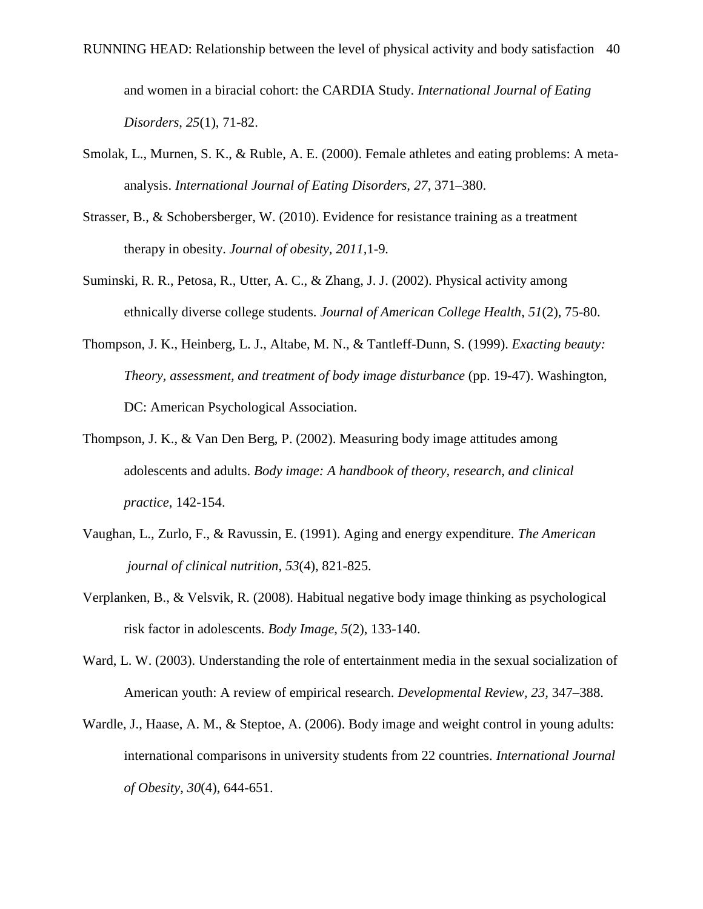and women in a biracial cohort: the CARDIA Study. *International Journal of Eating Disorders*, *25*(1), 71-82.

Smolak, L., Murnen, S. K., & Ruble, A. E. (2000). Female athletes and eating problems: A meta-analysis. *International Journal of Eating Disorders*, *27*, 371–380.

Strasser, B., & Schobersberger, W. (2010). Evidence for resistance training as a treatment therapy in obesity. *Journal of obesity, 2011,*1-9.

Suminski, R. R., Petosa, R., Utter, A. C., & Zhang, J. J. (2002). Physical activity among ethnically diverse college students. *Journal of American College Health*, *51*(2), 75-80.

Thompson, J. K., Heinberg, L. J., Altabe, M. N., & Tantleff-Dunn, S. (1999). *Exacting beauty: Theory, assessment, and treatment of body image disturbance* (pp. 19-47). Washington, DC: American Psychological Association.

Thompson, J. K., & Van Den Berg, P. (2002). Measuring body image attitudes among adolescents and adults. *Body image: A handbook of theory, research, and clinical practice*, 142-154.

Vaughan, L., Zurlo, F., & Ravussin, E. (1991). Aging and energy expenditure. *The American journal of clinical nutrition*, *53*(4), 821-825.

Verplanken, B., & Velsvik, R. (2008). Habitual negative body image thinking as psychological risk factor in adolescents. *Body Image*, *5*(2), 133-140.

Ward, L. W. (2003). Understanding the role of entertainment media in the sexual socialization of American youth: A review of empirical research. *Developmental Review, 23,* 347–388.

Wardle, J., Haase, A. M., & Steptoe, A. (2006). Body image and weight control in young adults: international comparisons in university students from 22 countries. *International Journal of Obesity*, *30*(4), 644-651.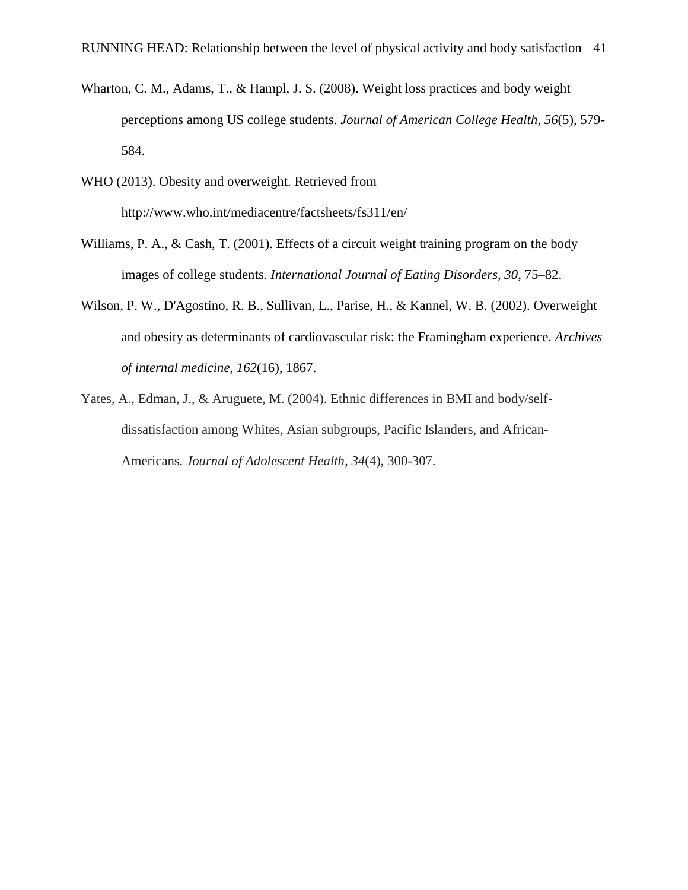Wharton, C. M., Adams, T., & Hampl, J. S. (2008). Weight loss practices and body weight perceptions among US college students. *Journal of American College Health*, *56*(5), 579-584.

WHO (2013). Obesity and overweight. Retrieved from http://www.who.int/mediacentre/factsheets/fs311/en/

Williams, P. A., & Cash, T. (2001). Effects of a circuit weight training program on the body images of college students. *International Journal of Eating Disorders, 30*, 75–82.

Wilson, P. W., D'Agostino, R. B., Sullivan, L., Parise, H., & Kannel, W. B. (2002). Overweight and obesity as determinants of cardiovascular risk: the Framingham experience. *Archives of internal medicine*, *162*(16), 1867.

Yates, A., Edman, J., & Aruguete, M. (2004). Ethnic differences in BMI and body/self-dissatisfaction among Whites, Asian subgroups, Pacific Islanders, and African-Americans. *Journal of Adolescent Health, 34*(4), 300-307.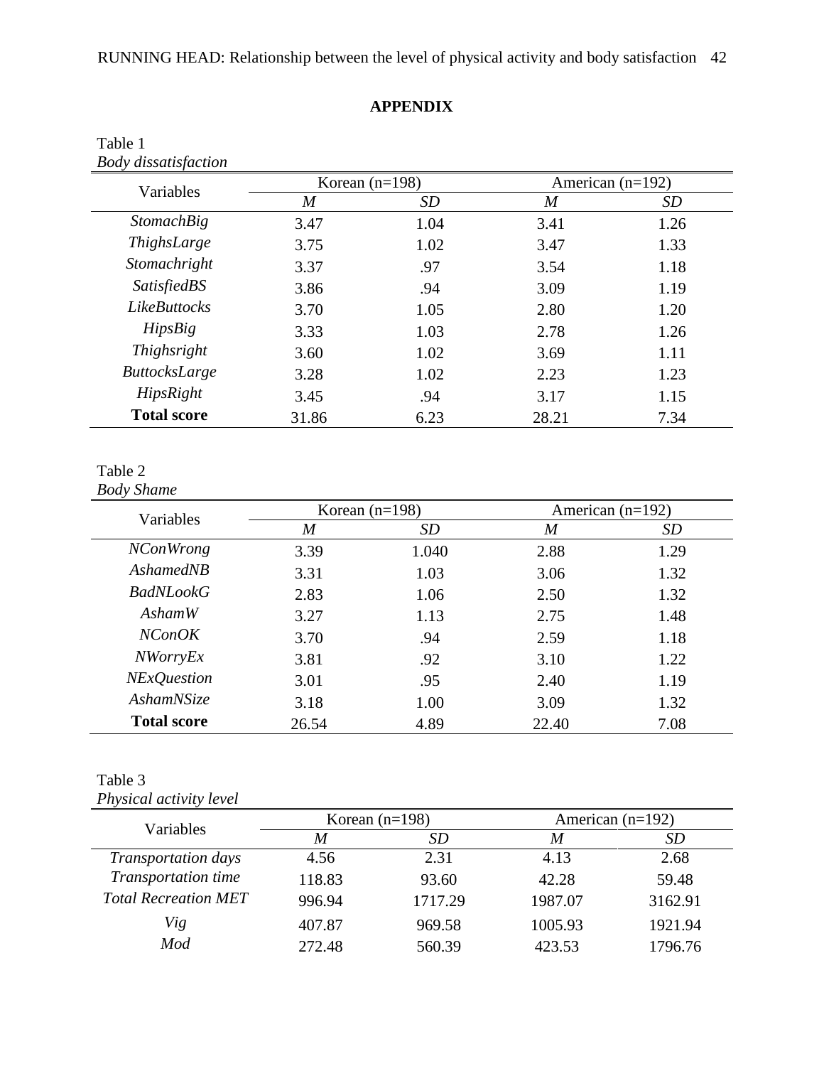**APPENDIX**

Table 1
*Body dissatisfaction*

| Variables | Korean (n=198) | | American (n=192) | |
|---|---|---|---|---|
| | *M* | *SD* | *M* | *SD* |
| *StomachBig* | 3.47 | 1.04 | 3.41 | 1.26 |
| *ThighsLarge* | 3.75 | 1.02 | 3.47 | 1.33 |
| *Stomachright* | 3.37 | .97 | 3.54 | 1.18 |
| *SatisfiedBS* | 3.86 | .94 | 3.09 | 1.19 |
| *LikeButtocks* | 3.70 | 1.05 | 2.80 | 1.20 |
| *HipsBig* | 3.33 | 1.03 | 2.78 | 1.26 |
| *Thighsright* | 3.60 | 1.02 | 3.69 | 1.11 |
| *ButtocksLarge* | 3.28 | 1.02 | 2.23 | 1.23 |
| *HipsRight* | 3.45 | .94 | 3.17 | 1.15 |
| **Total score** | 31.86 | 6.23 | 28.21 | 7.34 |

Table 2
*Body Shame*

| Variables | Korean (n=198) | | American (n=192) | |
|---|---|---|---|---|
| | *M* | *SD* | *M* | *SD* |
| *NConWrong* | 3.39 | 1.040 | 2.88 | 1.29 |
| *AshamedNB* | 3.31 | 1.03 | 3.06 | 1.32 |
| *BadNLookG* | 2.83 | 1.06 | 2.50 | 1.32 |
| *AshamW* | 3.27 | 1.13 | 2.75 | 1.48 |
| *NConOK* | 3.70 | .94 | 2.59 | 1.18 |
| *NWorryEx* | 3.81 | .92 | 3.10 | 1.22 |
| *NExQuestion* | 3.01 | .95 | 2.40 | 1.19 |
| *AshamNSize* | 3.18 | 1.00 | 3.09 | 1.32 |
| **Total score** | 26.54 | 4.89 | 22.40 | 7.08 |

Table 3
*Physical activity level*

| Variables | Korean (n=198) | | American (n=192) | |
|---|---|---|---|---|
| | *M* | *SD* | *M* | *SD* |
| *Transportation days* | 4.56 | 2.31 | 4.13 | 2.68 |
| *Transportation time* | 118.83 | 93.60 | 42.28 | 59.48 |
| *Total Recreation MET* | 996.94 | 1717.29 | 1987.07 | 3162.91 |
| *Vig* | 407.87 | 969.58 | 1005.93 | 1921.94 |
| *Mod* | 272.48 | 560.39 | 423.53 | 1796.76 |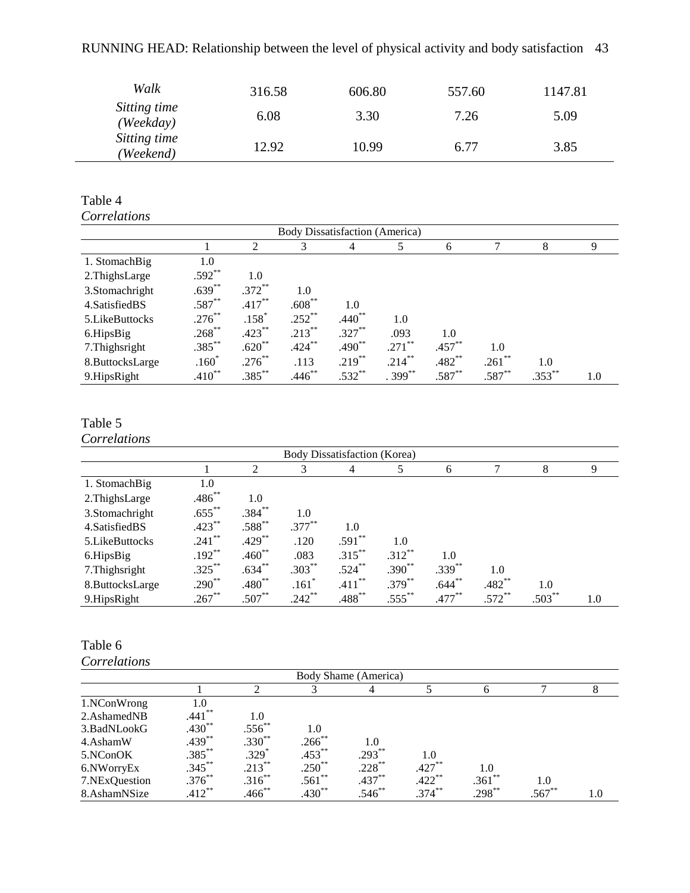| | | | | |
|---|---|---|---|---|
| *Walk* | 316.58 | 606.80 | 557.60 | 1147.81 |
| *Sitting time (Weekday)* | 6.08 | 3.30 | 7.26 | 5.09 |
| *Sitting time (Weekend)* | 12.92 | 10.99 | 6.77 | 3.85 |

Table 4
*Correlations*

| Body Dissatisfaction (America) | | | | | | | | | |
|---|---|---|---|---|---|---|---|---|---|
| | 1 | 2 | 3 | 4 | 5 | 6 | 7 | 8 | 9 |
| 1. StomachBig | 1.0 | | | | | | | | |
| 2.ThighsLarge | .592** | 1.0 | | | | | | | |
| 3.Stomachright | .639** | .372** | 1.0 | | | | | | |
| 4.SatisfiedBS | .587** | .417** | .608** | 1.0 | | | | | |
| 5.LikeButtocks | .276** | .158* | .252** | .440** | 1.0 | | | | |
| 6.HipsBig | .268** | .423** | .213** | .327** | .093 | 1.0 | | | |
| 7.Thighsright | .385** | .620** | .424** | .490** | .271** | .457** | 1.0 | | |
| 8.ButtocksLarge | .160* | .276** | .113 | .219** | .214** | .482** | .261** | 1.0 | |
| 9.HipsRight | .410** | .385** | .446** | .532** | . 399** | .587** | .587** | .353** | 1.0 |

Table 5
*Correlations*

| Body Dissatisfaction (Korea) | | | | | | | | | |
|---|---|---|---|---|---|---|---|---|---|
| | 1 | 2 | 3 | 4 | 5 | 6 | 7 | 8 | 9 |
| 1. StomachBig | 1.0 | | | | | | | | |
| 2.ThighsLarge | .486** | 1.0 | | | | | | | |
| 3.Stomachright | .655** | .384** | 1.0 | | | | | | |
| 4.SatisfiedBS | .423** | .588** | .377** | 1.0 | | | | | |
| 5.LikeButtocks | .241** | .429** | .120 | .591** | 1.0 | | | | |
| 6.HipsBig | .192** | .460** | .083 | .315** | .312** | 1.0 | | | |
| 7.Thighsright | .325** | .634** | .303** | .524** | .390** | .339** | 1.0 | | |
| 8.ButtocksLarge | .290** | .480** | .161* | .411** | .379** | .644** | .482** | 1.0 | |
| 9.HipsRight | .267** | .507** | .242** | .488** | .555** | .477** | .572** | .503** | 1.0 |

Table 6
*Correlations*

| Body Shame (America) | | | | | | | | |
|---|---|---|---|---|---|---|---|---|
| | 1 | 2 | 3 | 4 | 5 | 6 | 7 | 8 |
| 1.NConWrong | 1.0 | | | | | | | |
| 2.AshamedNB | .441** | 1.0 | | | | | | |
| 3.BadNLookG | .430** | .556** | 1.0 | | | | | |
| 4.AshamW | .439** | .330** | .266** | 1.0 | | | | |
| 5.NConOK | .385** | .329* | .453** | .293** | 1.0 | | | |
| 6.NWorryEx | .345** | .213** | .250** | .228** | .427** | 1.0 | | |
| 7.NExQuestion | .376** | .316** | .561** | .437** | .422** | .361** | 1.0 | |
| 8.AshamNSize | .412** | .466** | .430** | .546** | .374** | .298** | .567** | 1.0 |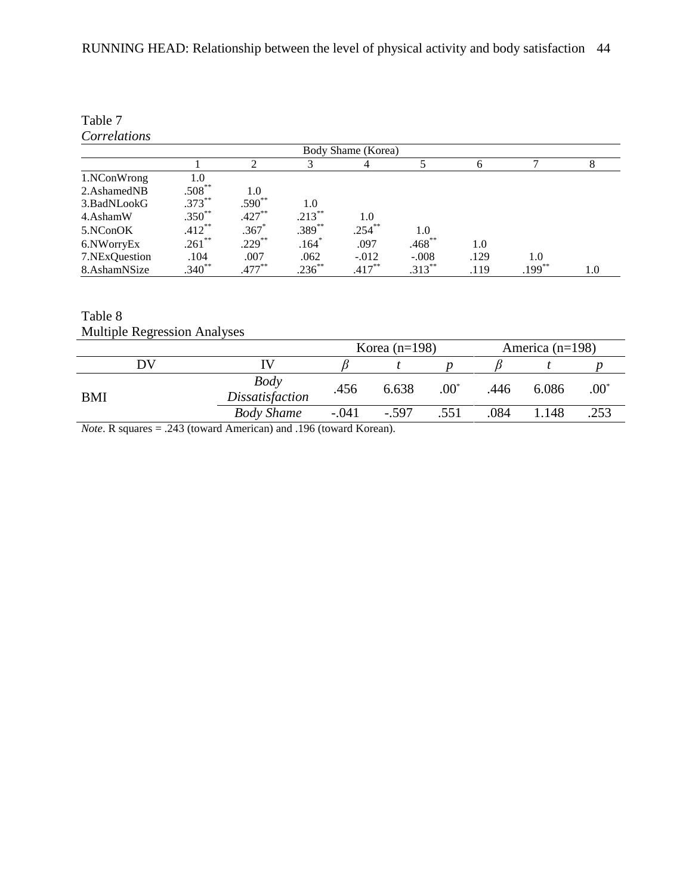Table 7
*Correlations*

| | Body Shame (Korea) | | | | | | | |
|---|---|---|---|---|---|---|---|---|
| | 1 | 2 | 3 | 4 | 5 | 6 | 7 | 8 |
| 1.NConWrong | 1.0 | | | | | | | |
| 2.AshamedNB | .508** | 1.0 | | | | | | |
| 3.BadNLookG | .373** | .590** | 1.0 | | | | | |
| 4.AshamW | .350** | .427** | .213** | 1.0 | | | | |
| 5.NConOK | .412** | .367* | .389** | .254** | 1.0 | | | |
| 6.NWorryEx | .261** | .229** | .164* | .097 | .468** | 1.0 | | |
| 7.NExQuestion | .104 | .007 | .062 | -.012 | -.008 | .129 | 1.0 | |
| 8.AshamNSize | .340** | .477** | .236** | .417** | .313** | .119 | .199** | 1.0 |

Table 8
Multiple Regression Analyses

| | | Korea (n=198) | | | America (n=198) | | |
|---|---|---|---|---|---|---|---|
| DV | IV | $\beta$ | $t$ | $p$ | $\beta$ | $t$ | $p$ |
| BMI | *Body Dissatisfaction* | .456 | 6.638 | .00* | .446 | 6.086 | .00* |
| | *Body Shame* | -.041 | -.597 | .551 | .084 | 1.148 | .253 |

*Note*. R squares = .243 (toward American) and .196 (toward Korean).